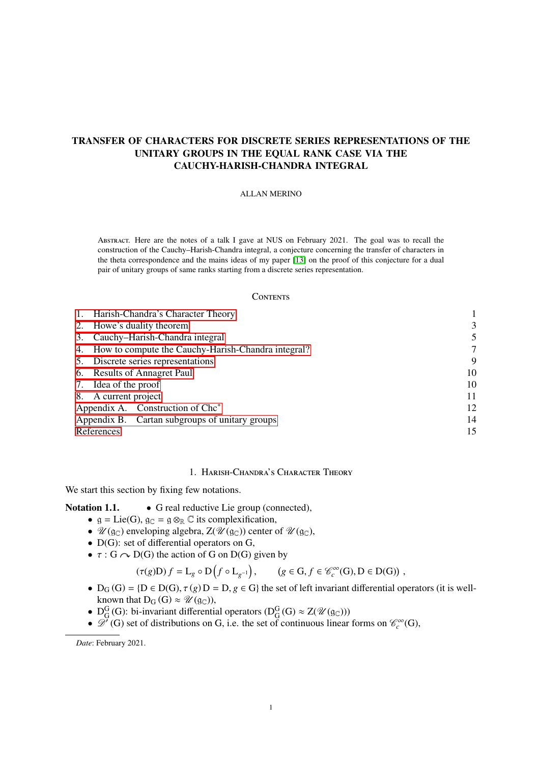# TRANSFER OF CHARACTERS FOR DISCRETE SERIES REPRESENTATIONS OF THE UNITARY GROUPS IN THE EQUAL RANK CASE VIA THE CAUCHY-HARISH-CHANDRA INTEGRAL

ALLAN MERINO

Abstract. Here are the notes of a talk I gave at NUS on February 2021. The goal was to recall the construction of the Cauchy–Harish-Chandra integral, a conjecture concerning the transfer of characters in the theta correspondence and the mains ideas of my paper [13] on the proof of this conjecture for a dual pair of unitary groups of same ranks starting from a discrete series representation.

## Contents

1. Harish-Chandra's Character Theory — 1
2. Howe's duality theorem — 3
3. Cauchy–Harish-Chandra integral — 5
4. How to compute the Cauchy-Harish-Chandra integral? — 7
5. Discrete series representations — 9
6. Results of Annagret Paul — 10
7. Idea of the proof — 10
8. A current project — 11

Appendix A. Construction of $\mathrm{Chc}^*$ — 12

Appendix B. Cartan subgroups of unitary groups — 14

References — 15

## 1. Harish-Chandra's Character Theory

We start this section by fixing few notations.

**Notation 1.1.**

- G real reductive Lie group (connected),
- $\mathfrak{g} = \mathrm{Lie}(\mathrm{G})$, $\mathfrak{g}_{\mathbb{C}} = \mathfrak{g} \otimes_{\mathbb{R}} \mathbb{C}$ its complexification,
- $\mathscr{U}(\mathfrak{g}_{\mathbb{C}})$ enveloping algebra, $\mathrm{Z}(\mathscr{U}(\mathfrak{g}_{\mathbb{C}}))$ center of $\mathscr{U}(\mathfrak{g}_{\mathbb{C}})$,
- $\mathrm{D}(\mathrm{G})$: set of differential operators on G,
- $\tau : \mathrm{G} \curvearrowright \mathrm{D}(\mathrm{G})$ the action of G on $\mathrm{D}(\mathrm{G})$ given by

$$(\tau(g)\mathrm{D})\, f = \mathrm{L}_g \circ \mathrm{D}\left(f \circ \mathrm{L}_{g^{-1}}\right), \qquad (g \in \mathrm{G}, f \in \mathscr{C}^{\infty}_c(\mathrm{G}), \mathrm{D} \in \mathrm{D}(\mathrm{G}))\ ,$$

- $\mathrm{D}_{\mathrm{G}}(\mathrm{G}) = \{\mathrm{D} \in \mathrm{D}(\mathrm{G}), \tau(g)\mathrm{D} = \mathrm{D}, g \in \mathrm{G}\}$ the set of left invariant differential operators (it is well-known that $\mathrm{D}_{\mathrm{G}}(\mathrm{G}) \approx \mathscr{U}(\mathfrak{g}_{\mathbb{C}})$),
- $\mathrm{D}^{\mathrm{G}}_{\mathrm{G}}(\mathrm{G})$: bi-invariant differential operators ($\mathrm{D}^{\mathrm{G}}_{\mathrm{G}}(\mathrm{G}) \approx \mathrm{Z}(\mathscr{U}(\mathfrak{g}_{\mathbb{C}}))$)
- $\mathscr{D}'(\mathrm{G})$ set of distributions on G, i.e. the set of continuous linear forms on $\mathscr{C}^{\infty}_c(\mathrm{G})$,

*Date*: February 2021.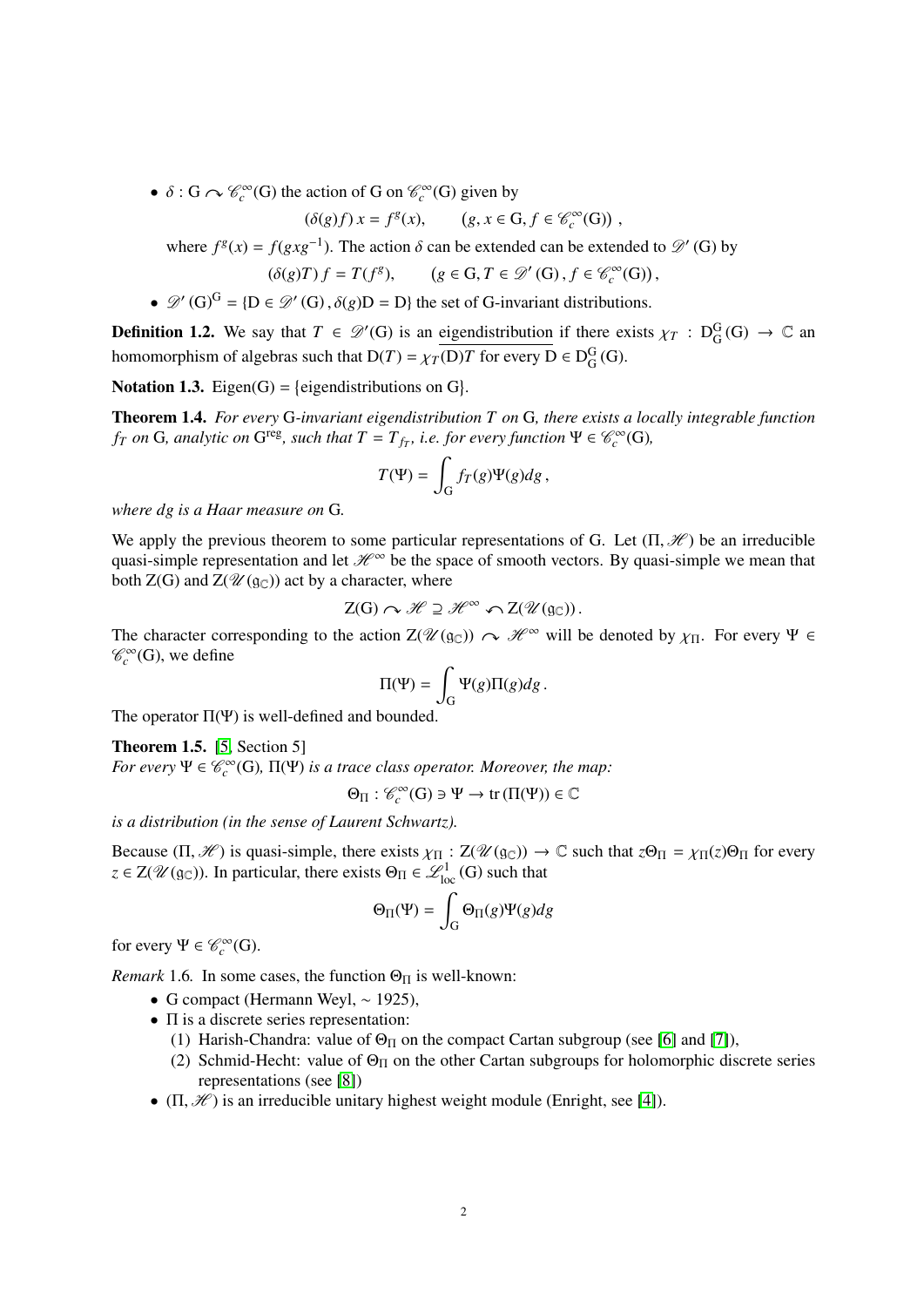- $\delta : \mathrm{G} \curvearrowright \mathscr{C}_c^\infty(\mathrm{G})$ the action of G on $\mathscr{C}_c^\infty(\mathrm{G})$ given by

$$(\delta(g)f)\, x = f^g(x), \qquad (g, x \in \mathrm{G}, f \in \mathscr{C}_c^\infty(\mathrm{G}))\ ,$$

  where $f^g(x) = f(gxg^{-1})$. The action $\delta$ can be extended can be extended to $\mathscr{D}'(\mathrm{G})$ by

$$(\delta(g)T)\, f = T(f^g), \qquad (g \in \mathrm{G}, T \in \mathscr{D}'(\mathrm{G})\,, f \in \mathscr{C}_c^\infty(\mathrm{G}))\,,$$

- $\mathscr{D}'(\mathrm{G})^{\mathrm{G}} = \{\mathrm{D} \in \mathscr{D}'(\mathrm{G})\,, \delta(g)\mathrm{D} = \mathrm{D}\}$ the set of G-invariant distributions.

**Definition 1.2.** We say that $T \in \mathscr{D}'(\mathrm{G})$ is an eigendistribution if there exists $\chi_T : \mathrm{D}_{\mathrm{G}}^{\mathrm{G}}(\mathrm{G}) \to \mathbb{C}$ an homomorphism of algebras such that $\mathrm{D}(T) = \chi_T(\mathrm{D})T$ for every $\mathrm{D} \in \mathrm{D}_{\mathrm{G}}^{\mathrm{G}}(\mathrm{G})$.

**Notation 1.3.** Eigen(G) = {eigendistributions on G}.

**Theorem 1.4.** *For every* G*-invariant eigendistribution $T$ on* G*, there exists a locally integrable function $f_T$ on* G*, analytic on* $\mathrm{G}^{\mathrm{reg}}$*, such that $T = T_{f_T}$, i.e. for every function $\Psi \in \mathscr{C}_c^\infty(\mathrm{G})$,*

$$T(\Psi) = \int_{\mathrm{G}} f_T(g)\Psi(g)dg\,,$$

*where $dg$ is a Haar measure on* G*.*

We apply the previous theorem to some particular representations of G. Let $(\Pi, \mathscr{H})$ be an irreducible quasi-simple representation and let $\mathscr{H}^\infty$ be the space of smooth vectors. By quasi-simple we mean that both Z(G) and $\mathrm{Z}(\mathscr{U}(\mathfrak{g}_{\mathbb{C}}))$ act by a character, where

$$\mathrm{Z}(\mathrm{G}) \curvearrowright \mathscr{H} \supseteq \mathscr{H}^\infty \curvearrowleft \mathrm{Z}(\mathscr{U}(\mathfrak{g}_{\mathbb{C}}))\,.$$

The character corresponding to the action $\mathrm{Z}(\mathscr{U}(\mathfrak{g}_{\mathbb{C}})) \curvearrowright \mathscr{H}^\infty$ will be denoted by $\chi_\Pi$. For every $\Psi \in \mathscr{C}_c^\infty(\mathrm{G})$, we define

$$\Pi(\Psi) = \int_{\mathrm{G}} \Psi(g)\Pi(g)dg\,.$$

The operator $\Pi(\Psi)$ is well-defined and bounded.

**Theorem 1.5.** [5, Section 5]
*For every $\Psi \in \mathscr{C}_c^\infty(\mathrm{G})$, $\Pi(\Psi)$ is a trace class operator. Moreover, the map:*

$$\Theta_\Pi : \mathscr{C}_c^\infty(\mathrm{G}) \ni \Psi \to \mathrm{tr}\,(\Pi(\Psi)) \in \mathbb{C}$$

*is a distribution (in the sense of Laurent Schwartz).*

Because $(\Pi, \mathscr{H})$ is quasi-simple, there exists $\chi_\Pi : \mathrm{Z}(\mathscr{U}(\mathfrak{g}_{\mathbb{C}})) \to \mathbb{C}$ such that $z\Theta_\Pi = \chi_\Pi(z)\Theta_\Pi$ for every $z \in \mathrm{Z}(\mathscr{U}(\mathfrak{g}_{\mathbb{C}}))$. In particular, there exists $\Theta_\Pi \in \mathscr{L}^1_{\mathrm{loc}}(\mathrm{G})$ such that

$$\Theta_\Pi(\Psi) = \int_{\mathrm{G}} \Theta_\Pi(g)\Psi(g)dg$$

for every $\Psi \in \mathscr{C}_c^\infty(\mathrm{G})$.

*Remark* 1.6. In some cases, the function $\Theta_\Pi$ is well-known:

- G compact (Hermann Weyl, ∼ 1925),
- Π is a discrete series representation:
  1. Harish-Chandra: value of $\Theta_\Pi$ on the compact Cartan subgroup (see [6] and [7]),
  2. Schmid-Hecht: value of $\Theta_\Pi$ on the other Cartan subgroups for holomorphic discrete series representations (see [8])
- $(\Pi, \mathscr{H})$ is an irreducible unitary highest weight module (Enright, see [4]).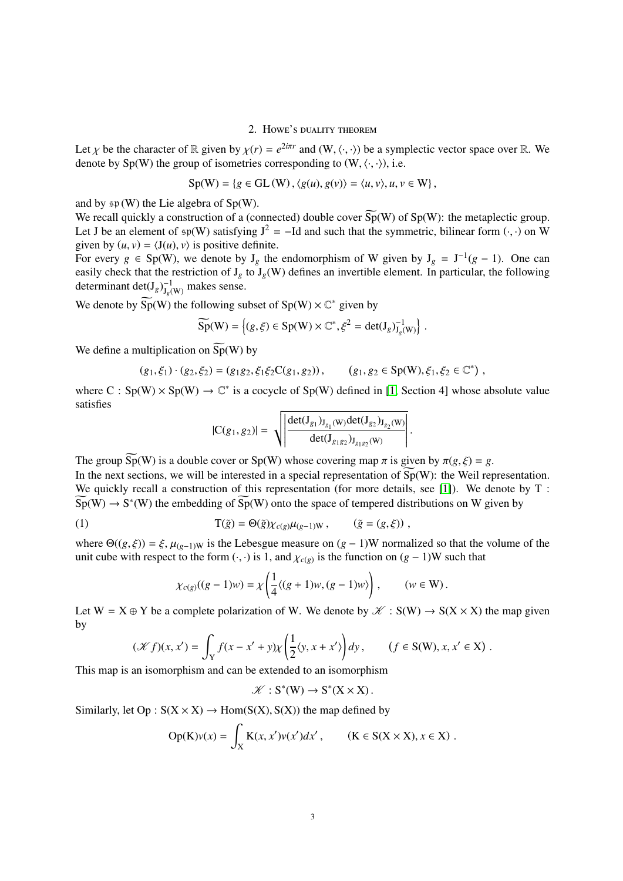## 2. Howe's duality theorem

Let $\chi$ be the character of $\mathbb{R}$ given by $\chi(r) = e^{2i\pi r}$ and $(\mathrm{W}, \langle\cdot,\cdot\rangle)$ be a symplectic vector space over $\mathbb{R}$. We denote by $\mathrm{Sp}(\mathrm{W})$ the group of isometries corresponding to $(\mathrm{W}, \langle\cdot,\cdot\rangle)$, i.e.

$$\mathrm{Sp}(\mathrm{W}) = \{g \in \mathrm{GL}(\mathrm{W}), \langle g(u), g(v)\rangle = \langle u, v\rangle, u, v \in \mathrm{W}\},$$

and by $\mathfrak{sp}(\mathrm{W})$ the Lie algebra of $\mathrm{Sp}(\mathrm{W})$.

We recall quickly a construction of a (connected) double cover $\widetilde{\mathrm{Sp}}(\mathrm{W})$ of $\mathrm{Sp}(\mathrm{W})$: the metaplectic group. Let $\mathrm{J}$ be an element of $\mathfrak{sp}(\mathrm{W})$ satisfying $\mathrm{J}^2 = -\mathrm{Id}$ and such that the symmetric, bilinear form $(\cdot,\cdot)$ on $\mathrm{W}$ given by $(u, v) = \langle \mathrm{J}(u), v\rangle$ is positive definite.

For every $g \in \mathrm{Sp}(\mathrm{W})$, we denote by $\mathrm{J}_g$ the endomorphism of $\mathrm{W}$ given by $\mathrm{J}_g = \mathrm{J}^{-1}(g-1)$. One can easily check that the restriction of $\mathrm{J}_g$ to $\mathrm{J}_g(\mathrm{W})$ defines an invertible element. In particular, the following determinant $\det(\mathrm{J}_g)^{-1}_{\mathrm{J}_g(\mathrm{W})}$ makes sense.

We denote by $\widetilde{\mathrm{Sp}}(\mathrm{W})$ the following subset of $\mathrm{Sp}(\mathrm{W}) \times \mathbb{C}^*$ given by

$$\widetilde{\mathrm{Sp}}(\mathrm{W}) = \left\{(g, \xi) \in \mathrm{Sp}(\mathrm{W}) \times \mathbb{C}^*, \xi^2 = \det(\mathrm{J}_g)^{-1}_{\mathrm{J}_g(\mathrm{W})}\right\}.$$

We define a multiplication on $\widetilde{\mathrm{Sp}}(\mathrm{W})$ by

$$(g_1, \xi_1) \cdot (g_2, \xi_2) = (g_1 g_2, \xi_1 \xi_2 \mathrm{C}(g_1, g_2)), \qquad (g_1, g_2 \in \mathrm{Sp}(\mathrm{W}), \xi_1, \xi_2 \in \mathbb{C}^*),$$

where $\mathrm{C} : \mathrm{Sp}(\mathrm{W}) \times \mathrm{Sp}(\mathrm{W}) \to \mathbb{C}^*$ is a cocycle of $\mathrm{Sp}(\mathrm{W})$ defined in [1, Section 4] whose absolute value satisfies

$$|\mathrm{C}(g_1, g_2)| = \sqrt{\left|\frac{\det(\mathrm{J}_{g_1})_{\mathrm{J}_{g_1}(\mathrm{W})} \det(\mathrm{J}_{g_2})_{\mathrm{J}_{g_2}(\mathrm{W})}}{\det(\mathrm{J}_{g_1 g_2})_{\mathrm{J}_{g_1 g_2}(\mathrm{W})}}\right|}.$$

The group $\widetilde{\mathrm{Sp}}(\mathrm{W})$ is a double cover or $\mathrm{Sp}(\mathrm{W})$ whose covering map $\pi$ is given by $\pi(g, \xi) = g$.

In the next sections, we will be interested in a special representation of $\widetilde{\mathrm{Sp}}(\mathrm{W})$: the Weil representation. We quickly recall a construction of this representation (for more details, see [1]). We denote by $\mathrm{T} : \widetilde{\mathrm{Sp}}(\mathrm{W}) \to \mathrm{S}^*(\mathrm{W})$ the embedding of $\widetilde{\mathrm{Sp}}(\mathrm{W})$ onto the space of tempered distributions on $\mathrm{W}$ given by

$$\mathrm{T}(\tilde{g}) = \Theta(\tilde{g}) \chi_{c(g)} \mu_{(g-1)\mathrm{W}}, \qquad (\tilde{g} = (g, \xi)), \tag{1}$$

where $\Theta((g, \xi)) = \xi$, $\mu_{(g-1)\mathrm{W}}$ is the Lebesgue measure on $(g-1)\mathrm{W}$ normalized so that the volume of the unit cube with respect to the form $(\cdot,\cdot)$ is 1, and $\chi_{c(g)}$ is the function on $(g-1)\mathrm{W}$ such that

$$\chi_{c(g)}((g-1)w) = \chi\left(\frac{1}{4}\langle (g+1)w, (g-1)w\rangle\right), \qquad (w \in \mathrm{W}).$$

Let $\mathrm{W} = \mathrm{X} \oplus \mathrm{Y}$ be a complete polarization of $\mathrm{W}$. We denote $\mathscr{K} : \mathrm{S}(\mathrm{W}) \to \mathrm{S}(\mathrm{X} \times \mathrm{X})$ the map given by

$$(\mathscr{K} f)(x, x') = \int_{\mathrm{Y}} f(x - x' + y) \chi\left(\frac{1}{2}\langle y, x + x'\rangle\right) dy, \qquad (f \in \mathrm{S}(\mathrm{W}), x, x' \in \mathrm{X}).$$

This map is an isomorphism and can be extended to an isomorphism

$$\mathscr{K} : \mathrm{S}^*(\mathrm{W}) \to \mathrm{S}^*(\mathrm{X} \times \mathrm{X}).$$

Similarly, let $\mathrm{Op} : \mathrm{S}(\mathrm{X} \times \mathrm{X}) \to \mathrm{Hom}(\mathrm{S}(\mathrm{X}), \mathrm{S}(\mathrm{X}))$ the map defined by

$$\mathrm{Op}(\mathrm{K}) v(x) = \int_{\mathrm{X}} \mathrm{K}(x, x') v(x') dx', \qquad (\mathrm{K} \in \mathrm{S}(\mathrm{X} \times \mathrm{X}), x \in \mathrm{X}).$$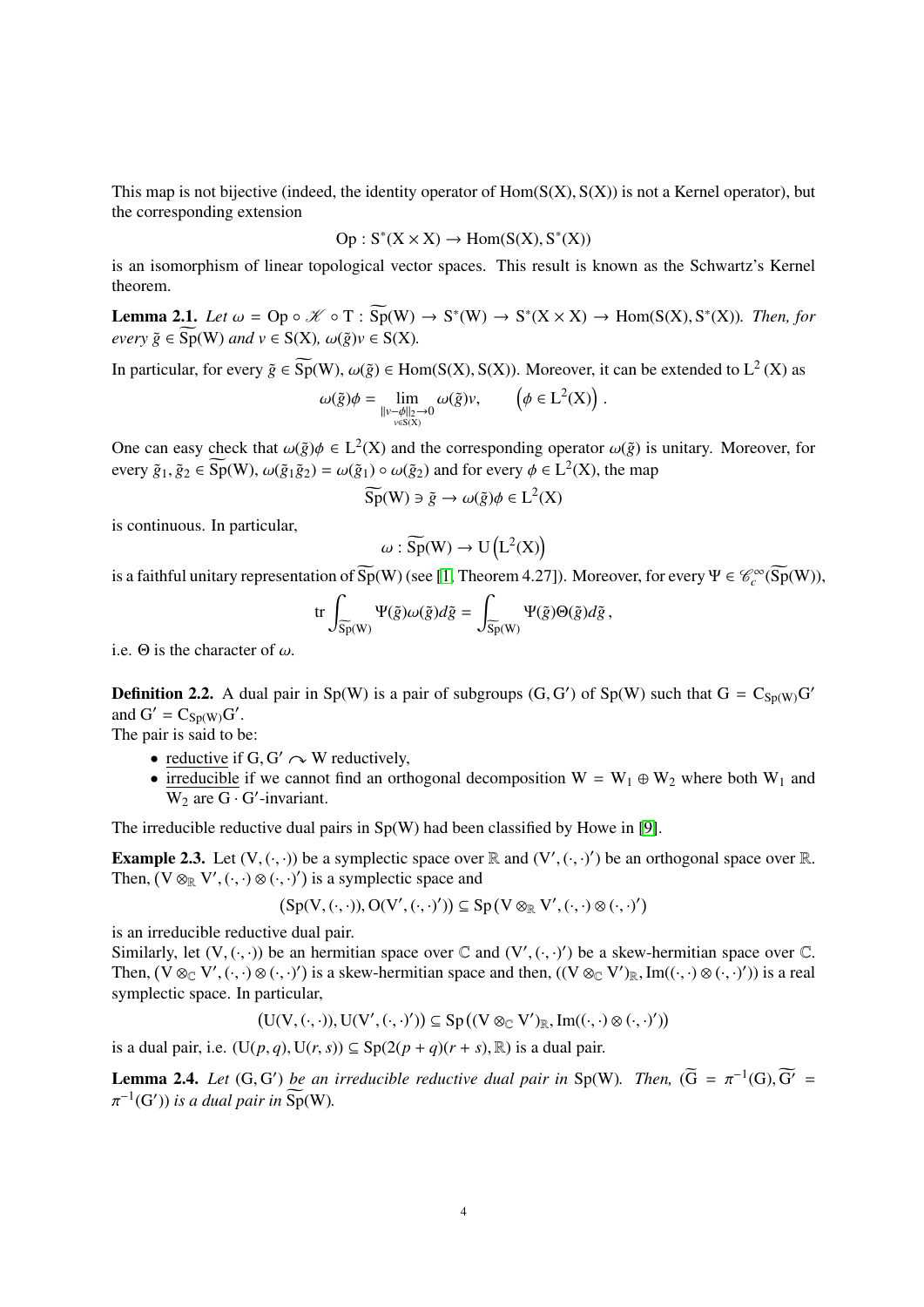This map is not bijective (indeed, the identity operator of $\mathrm{Hom}(\mathrm{S}(\mathrm{X}), \mathrm{S}(\mathrm{X}))$ is not a Kernel operator), but the corresponding extension

$$\mathrm{Op} : \mathrm{S}^*(\mathrm{X} \times \mathrm{X}) \to \mathrm{Hom}(\mathrm{S}(\mathrm{X}), \mathrm{S}^*(\mathrm{X}))$$

is an isomorphism of linear topological vector spaces. This result is known as the Schwartz's Kernel theorem.

**Lemma 2.1.** *Let $\omega = \mathrm{Op} \circ \mathscr{K} \circ \mathrm{T} : \widetilde{\mathrm{Sp}}(\mathrm{W}) \to \mathrm{S}^*(\mathrm{W}) \to \mathrm{S}^*(\mathrm{X} \times \mathrm{X}) \to \mathrm{Hom}(\mathrm{S}(\mathrm{X}), \mathrm{S}^*(\mathrm{X}))$. Then, for every $\tilde{g} \in \widetilde{\mathrm{Sp}}(\mathrm{W})$ and $v \in \mathrm{S}(\mathrm{X})$, $\omega(\tilde{g})v \in \mathrm{S}(\mathrm{X})$.*

In particular, for every $\tilde{g} \in \widetilde{\mathrm{Sp}}(\mathrm{W})$, $\omega(\tilde{g}) \in \mathrm{Hom}(\mathrm{S}(\mathrm{X}), \mathrm{S}(\mathrm{X}))$. Moreover, it can be extended to $\mathrm{L}^2(\mathrm{X})$ as

$$\omega(\tilde{g})\phi = \lim_{\substack{\|v-\phi\|_2 \to 0 \\ v \in \mathrm{S}(\mathrm{X})}} \omega(\tilde{g})v, \qquad \left(\phi \in \mathrm{L}^2(\mathrm{X})\right).$$

One can easy check that $\omega(\tilde{g})\phi \in \mathrm{L}^2(\mathrm{X})$ and the corresponding operator $\omega(\tilde{g})$ is unitary. Moreover, for every $\tilde{g}_1, \tilde{g}_2 \in \widetilde{\mathrm{Sp}}(\mathrm{W})$, $\omega(\tilde{g}_1\tilde{g}_2) = \omega(\tilde{g}_1) \circ \omega(\tilde{g}_2)$ and for every $\phi \in \mathrm{L}^2(\mathrm{X})$, the map

$$\widetilde{\mathrm{Sp}}(\mathrm{W}) \ni \tilde{g} \to \omega(\tilde{g})\phi \in \mathrm{L}^2(\mathrm{X})$$

is continuous. In particular,

$$\omega : \widetilde{\mathrm{Sp}}(\mathrm{W}) \to \mathrm{U}\left(\mathrm{L}^2(\mathrm{X})\right)$$

is a faithful unitary representation of $\widetilde{\mathrm{Sp}}(\mathrm{W})$ (see [1, Theorem 4.27]). Moreover, for every $\Psi \in \mathscr{C}_c^\infty(\widetilde{\mathrm{Sp}}(\mathrm{W}))$,

$$\mathrm{tr} \int_{\widetilde{\mathrm{Sp}}(\mathrm{W})} \Psi(\tilde{g})\omega(\tilde{g})d\tilde{g} = \int_{\widetilde{\mathrm{Sp}}(\mathrm{W})} \Psi(\tilde{g})\Theta(\tilde{g})d\tilde{g}\,,$$

i.e. $\Theta$ is the character of $\omega$.

**Definition 2.2.** A dual pair in $\mathrm{Sp}(\mathrm{W})$ is a pair of subgroups $(\mathrm{G}, \mathrm{G}')$ of $\mathrm{Sp}(\mathrm{W})$ such that $\mathrm{G} = \mathrm{C}_{\mathrm{Sp}(\mathrm{W})}\mathrm{G}'$ and $\mathrm{G}' = \mathrm{C}_{\mathrm{Sp}(\mathrm{W})}\mathrm{G}'$.
The pair is said to be:

- <u>reductive</u> if $\mathrm{G}, \mathrm{G}' \curvearrowright \mathrm{W}$ reductively,
- <u>irreducible</u> if we cannot find an orthogonal decomposition $\mathrm{W} = \mathrm{W}_1 \oplus \mathrm{W}_2$ where both $\mathrm{W}_1$ and $\mathrm{W}_2$ are $\mathrm{G} \cdot \mathrm{G}'$-invariant.

The irreducible reductive dual pairs in $\mathrm{Sp}(\mathrm{W})$ had been classified by Howe in [9].

**Example 2.3.** Let $(\mathrm{V}, (\cdot,\cdot))$ be a symplectic space over $\mathbb{R}$ and $(\mathrm{V}', (\cdot,\cdot)')$ be an orthogonal space over $\mathbb{R}$. Then, $(\mathrm{V} \otimes_{\mathbb{R}} \mathrm{V}', (\cdot,\cdot) \otimes (\cdot,\cdot)')$ is a symplectic space and

$$(\mathrm{Sp}(\mathrm{V}, (\cdot,\cdot)), \mathrm{O}(\mathrm{V}', (\cdot,\cdot)')) \subseteq \mathrm{Sp}\left(\mathrm{V} \otimes_{\mathbb{R}} \mathrm{V}', (\cdot,\cdot) \otimes (\cdot,\cdot)'\right)$$

is an irreducible reductive dual pair.
Similarly, let $(\mathrm{V}, (\cdot,\cdot))$ be an hermitian space over $\mathbb{C}$ and $(\mathrm{V}', (\cdot,\cdot)')$ be a skew-hermitian space over $\mathbb{C}$. Then, $(\mathrm{V} \otimes_{\mathbb{C}} \mathrm{V}', (\cdot,\cdot) \otimes (\cdot,\cdot)')$ is a skew-hermitian space and then, $((\mathrm{V} \otimes_{\mathbb{C}} \mathrm{V}')_{\mathbb{R}}, \mathrm{Im}((\cdot,\cdot) \otimes (\cdot,\cdot)'))$ is a real symplectic space. In particular,

$$\left(\mathrm{U}(\mathrm{V}, (\cdot,\cdot)), \mathrm{U}(\mathrm{V}', (\cdot,\cdot)')\right) \subseteq \mathrm{Sp}\left((\mathrm{V} \otimes_{\mathbb{C}} \mathrm{V}')_{\mathbb{R}}, \mathrm{Im}((\cdot,\cdot) \otimes (\cdot,\cdot)')\right)$$

is a dual pair, i.e. $(\mathrm{U}(p,q), \mathrm{U}(r,s)) \subseteq \mathrm{Sp}(2(p+q)(r+s), \mathbb{R})$ is a dual pair.

**Lemma 2.4.** *Let $(\mathrm{G}, \mathrm{G}')$ be an irreducible reductive dual pair in $\mathrm{Sp}(\mathrm{W})$. Then, $(\widetilde{\mathrm{G}} = \pi^{-1}(\mathrm{G}), \widetilde{\mathrm{G}'} = \pi^{-1}(\mathrm{G}'))$ is a dual pair in $\widetilde{\mathrm{Sp}}(\mathrm{W})$.*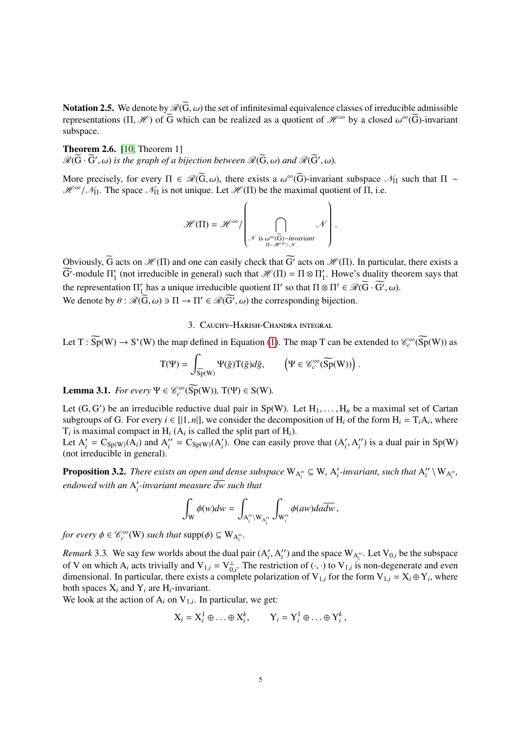**Notation 2.5.** We denote by $\mathscr{R}(\widetilde{\mathrm{G}}, \omega)$ the set of infinitesimal equivalence classes of irreducible admissible representations $(\Pi, \mathscr{H})$ of $\widetilde{\mathrm{G}}$ which can be realized as a quotient of $\mathscr{H}^{\infty}$ by a closed $\omega^{\infty}(\widetilde{\mathrm{G}})$-invariant subspace.

**Theorem 2.6.** [10, Theorem 1]
*$\mathscr{R}(\widetilde{\mathrm{G}} \cdot \widetilde{\mathrm{G}}', \omega)$ is the graph of a bijection between $\mathscr{R}(\widetilde{\mathrm{G}}, \omega)$ and $\mathscr{R}(\widetilde{\mathrm{G}}', \omega)$.*

More precisely, for every $\Pi \in \mathscr{R}(\widetilde{\mathrm{G}}, \omega)$, there exists a $\omega^{\infty}(\widetilde{\mathrm{G}})$-invariant subspace $\mathscr{N}_{\Pi}$ such that $\Pi \sim \mathscr{H}^{\infty}/\mathscr{N}_{\Pi}$. The space $\mathscr{N}_{\Pi}$ is not unique. Let $\mathscr{H}(\Pi)$ be the maximal quotient of $\Pi$, i.e.

$$\mathscr{H}(\Pi) = \mathscr{H}^{\infty}/\left(\bigcap_{\substack{\mathscr{N} \text{ is } \omega^{\infty}(\widetilde{\mathrm{G}})-invariant \\ \Pi \sim \mathscr{H}^{\infty}/\mathscr{N}}} \mathscr{N}\right).$$

Obviously, $\widetilde{\mathrm{G}}$ acts on $\mathscr{H}(\Pi)$ and one can easily check that $\widetilde{\mathrm{G}'}$ acts on $\mathscr{H}(\Pi)$. In particular, there exists a $\widetilde{\mathrm{G}'}$-module $\Pi'_1$ (not irreducible in general) such that $\mathscr{H}(\Pi) = \Pi \otimes \Pi'_1$. Howe's duality theorem says that the representation $\Pi'_1$ has a unique irreducible quotient $\Pi'$ so that $\Pi \otimes \Pi' \in \mathscr{R}(\widetilde{\mathrm{G}} \cdot \widetilde{\mathrm{G}'}, \omega)$.
We denote by $\theta : \mathscr{R}(\widetilde{\mathrm{G}}, \omega) \ni \Pi \to \Pi' \in \mathscr{R}(\widetilde{\mathrm{G}'}, \omega)$ the corresponding bijection.

## 3. Cauchy–Harish-Chandra integral

Let $\mathrm{T} : \widetilde{\mathrm{Sp}}(\mathrm{W}) \to \mathrm{S}^{*}(\mathrm{W})$ the map defined in Equation (1). The map T can be extended to $\mathscr{C}_c^{\infty}(\widetilde{\mathrm{Sp}}(\mathrm{W}))$ as

$$\mathrm{T}(\Psi) = \int_{\widetilde{\mathrm{Sp}}(\mathrm{W})} \Psi(\tilde{g})\mathrm{T}(\tilde{g})d\tilde{g}, \qquad \left(\Psi \in \mathscr{C}_c^{\infty}(\widetilde{\mathrm{Sp}}(\mathrm{W}))\right).$$

**Lemma 3.1.** *For every $\Psi \in \mathscr{C}_c^{\infty}(\widetilde{\mathrm{Sp}}(\mathrm{W}))$, $\mathrm{T}(\Psi) \in \mathrm{S}(\mathrm{W})$.*

Let $(\mathrm{G}, \mathrm{G}')$ be an irreducible reductive dual pair in $\mathrm{Sp}(\mathrm{W})$. Let $\mathrm{H}_1, \ldots, \mathrm{H}_n$ be a maximal set of Cartan subgroups of G. For every $i \in [|1, n|]$, we consider the decomposition of $\mathrm{H}_i$ of the form $\mathrm{H}_i = \mathrm{T}_i\mathrm{A}_i$, where $\mathrm{T}_i$ is maximal compact in $\mathrm{H}_i$ ($\mathrm{A}_i$ is called the split part of $\mathrm{H}_i$).
Let $\mathrm{A}'_i = \mathrm{C}_{\mathrm{Sp}(\mathrm{W})}(\mathrm{A}_i)$ and $\mathrm{A}''_i = \mathrm{C}_{\mathrm{Sp}(\mathrm{W})}(\mathrm{A}'_i)$. One can easily prove that $(\mathrm{A}'_i, \mathrm{A}''_i)$ is a dual pair in $\mathrm{Sp}(\mathrm{W})$ (not irreducible in general).

**Proposition 3.2.** *There exists an open and dense subspace $\mathrm{W}_{\mathrm{A}''_i} \subseteq \mathrm{W}$, $\mathrm{A}'_i$-invariant, such that $\mathrm{A}''_i \setminus \mathrm{W}_{\mathrm{A}''_i}$, endowed with an $\mathrm{A}'_i$-invariant measure $\overline{dw}$ such that*

$$\int_{\mathrm{W}} \phi(w)dw = \int_{\mathrm{A}''_i \setminus \mathrm{W}_{\mathrm{A}''_i}} \int_{\mathrm{W}''_i} \phi(aw)da\overline{dw},$$

*for every $\phi \in \mathscr{C}_c^{\infty}(\mathrm{W})$ such that $\mathrm{supp}(\phi) \subseteq \mathrm{W}_{\mathrm{A}''_i}$.*

*Remark* 3.3. We say few worlds about the dual pair $(\mathrm{A}'_i, \mathrm{A}''_i)$ and the space $\mathrm{W}_{\mathrm{A}''_i}$. Let $\mathrm{V}_{0,i}$ be the subspace of V on which $\mathrm{A}_i$ acts trivially and $\mathrm{V}_{1,i} = \mathrm{V}_{0,i}^{\perp}$. The restriction of $(\cdot, \cdot)$ to $\mathrm{V}_{1,i}$ is non-degenerate and even dimensional. In particular, there exists a complete polarization of $\mathrm{V}_{1,i}$ for the form $\mathrm{V}_{1,i} = \mathrm{X}_i \oplus \mathrm{Y}_i$, where both spaces $\mathrm{X}_i$ and $\mathrm{Y}_i$ are $\mathrm{H}_i$-invariant.
We look at the action of $\mathrm{A}_i$ on $\mathrm{V}_{1,i}$. In particular, we get:

$$\mathrm{X}_i = \mathrm{X}_i^1 \oplus \ldots \oplus \mathrm{X}_i^k, \qquad \mathrm{Y}_i = \mathrm{Y}_i^1 \oplus \ldots \oplus \mathrm{Y}_i^k,$$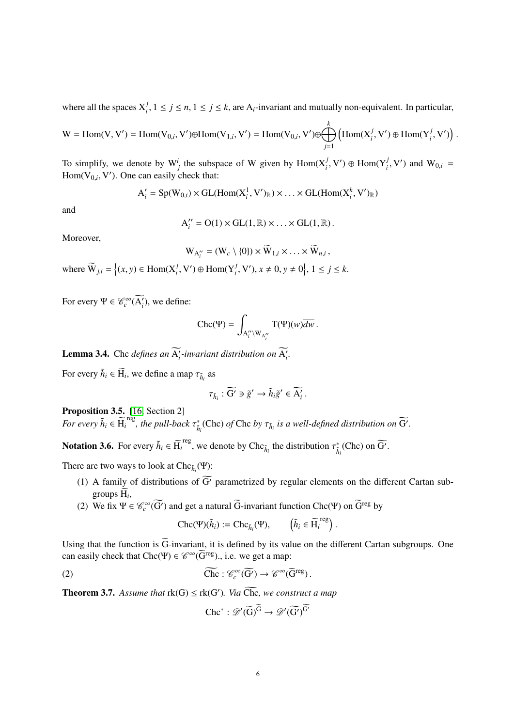where all the spaces $\mathrm{X}_i^j$, $1 \leq j \leq n$, $1 \leq j \leq k$, are $\mathrm{A}_i$-invariant and mutually non-equivalent. In particular,

$$\mathrm{W} = \mathrm{Hom}(\mathrm{V}, \mathrm{V}') = \mathrm{Hom}(\mathrm{V}_{0,i}, \mathrm{V}') \oplus \mathrm{Hom}(\mathrm{V}_{1,i}, \mathrm{V}') = \mathrm{Hom}(\mathrm{V}_{0,i}, \mathrm{V}') \oplus \bigoplus_{j=1}^{k} \left(\mathrm{Hom}(\mathrm{X}_i^j, \mathrm{V}') \oplus \mathrm{Hom}(\mathrm{Y}_i^j, \mathrm{V}')\right).$$

To simplify, we denote by $\mathrm{W}_j^i$ the subspace of $\mathrm{W}$ given by $\mathrm{Hom}(\mathrm{X}_i^j, \mathrm{V}') \oplus \mathrm{Hom}(\mathrm{Y}_i^j, \mathrm{V}')$ and $\mathrm{W}_{0,i} = \mathrm{Hom}(\mathrm{V}_{0,i}, \mathrm{V}')$. One can easily check that:

$$\mathrm{A}_i' = \mathrm{Sp}(\mathrm{W}_{0,i}) \times \mathrm{GL}(\mathrm{Hom}(\mathrm{X}_i^1, \mathrm{V}')_{\mathbb{R}}) \times \ldots \times \mathrm{GL}(\mathrm{Hom}(\mathrm{X}_i^k, \mathrm{V}')_{\mathbb{R}})$$

and

$$\mathrm{A}_i'' = \mathrm{O}(1) \times \mathrm{GL}(1, \mathbb{R}) \times \ldots \times \mathrm{GL}(1, \mathbb{R}).$$

Moreover,

$$\mathrm{W}_{\mathrm{A}_i''} = (\mathrm{W}_c \setminus \{0\}) \times \widetilde{\mathrm{W}}_{1,i} \times \ldots \times \widetilde{\mathrm{W}}_{n,i},$$

where $\widetilde{\mathrm{W}}_{j,i} = \left\{(x, y) \in \mathrm{Hom}(\mathrm{X}_i^j, \mathrm{V}') \oplus \mathrm{Hom}(\mathrm{Y}_i^j, \mathrm{V}'), x \neq 0, y \neq 0\right\}$, $1 \leq j \leq k$.

For every $\Psi \in \mathscr{C}_c^\infty(\widetilde{\mathrm{A}_i'})$, we define:

$$\mathrm{Chc}(\Psi) = \int_{\mathrm{A}_i'' \setminus \mathrm{W}_{\mathrm{A}_i''}} \mathrm{T}(\Psi)(w) \overline{dw}.$$

**Lemma 3.4.** *$\mathrm{Chc}$ defines an $\widetilde{\mathrm{A}_i'}$-invariant distribution on $\widetilde{\mathrm{A}_i'}$.*

For every $\tilde{h}_i \in \widetilde{\mathrm{H}}_i$, we define a map $\tau_{\tilde{h}_i}$ as

$$\tau_{\tilde{h}_i} : \widetilde{\mathrm{G}'} \ni \tilde{g}' \to \tilde{h}_i \tilde{g}' \in \widetilde{\mathrm{A}_i'}.$$

**Proposition 3.5.** [16, Section 2]
*For every $\tilde{h}_i \in \widetilde{\mathrm{H}_i}^{\mathrm{reg}}$, the pull-back $\tau_{\tilde{h}_i}^*(\mathrm{Chc})$ of $\mathrm{Chc}$ by $\tau_{\tilde{h}_i}$ is a well-defined distribution on $\widetilde{\mathrm{G}'}$.*

**Notation 3.6.** For every $\tilde{h}_i \in \widetilde{\mathrm{H}_i}^{\mathrm{reg}}$, we denote by $\mathrm{Chc}_{\tilde{h}_i}$ the distribution $\tau_{\tilde{h}_i}^*(\mathrm{Chc})$ on $\widetilde{\mathrm{G}'}$.

There are two ways to look at $\mathrm{Chc}_{\tilde{h}_i}(\Psi)$:

1. A family of distributions of $\widetilde{\mathrm{G}'}$ parametrized by regular elements on the different Cartan subgroups $\widetilde{\mathrm{H}}_i$,
2. We fix $\Psi \in \mathscr{C}_c^\infty(\widetilde{\mathrm{G}'})$ and get a natural $\widetilde{\mathrm{G}}$-invariant function $\mathrm{Chc}(\Psi)$ on $\widetilde{\mathrm{G}}^{\mathrm{reg}}$ by

$$\mathrm{Chc}(\Psi)(\tilde{h}_i) := \mathrm{Chc}_{\tilde{h}_i}(\Psi), \qquad \left(\tilde{h}_i \in \widetilde{\mathrm{H}_i}^{\mathrm{reg}}\right).$$

Using that the function is $\widetilde{\mathrm{G}}$-invariant, it is defined by its value on the different Cartan subgroups. One can easily check that $\mathrm{Chc}(\Psi) \in \mathscr{C}^\infty(\widetilde{\mathrm{G}}^{\mathrm{reg}})$., i.e. we get a map:

$$\widetilde{\mathrm{Chc}} : \mathscr{C}_c^\infty(\widetilde{\mathrm{G}'}) \to \mathscr{C}^\infty(\widetilde{\mathrm{G}}^{\mathrm{reg}}). \tag{2}$$

**Theorem 3.7.** *Assume that $\mathrm{rk}(\mathrm{G}) \leq \mathrm{rk}(\mathrm{G}')$. Via $\widetilde{\mathrm{Chc}}$, we construct a map*

$$\mathrm{Chc}^* : \mathscr{D}'(\widetilde{\mathrm{G}})^{\widetilde{\mathrm{G}}} \to \mathscr{D}'(\widetilde{\mathrm{G}'})^{\widetilde{\mathrm{G}'}}$$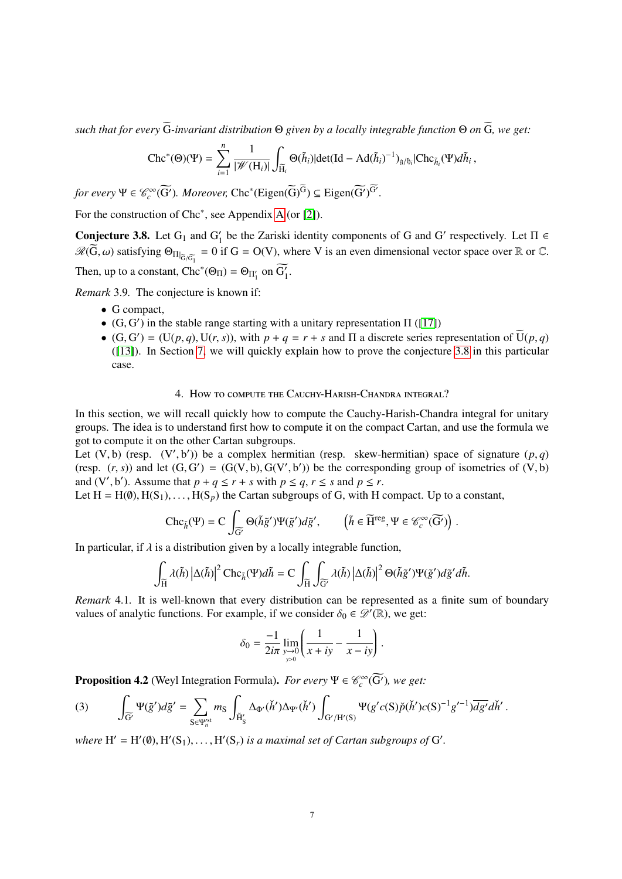*such that for every* $\widetilde{\mathrm{G}}$*-invariant distribution* $\Theta$ *given by a locally integrable function* $\Theta$ *on* $\widetilde{\mathrm{G}}$*, we get:*

$$\mathrm{Chc}^*(\Theta)(\Psi) = \sum_{i=1}^{n} \frac{1}{|\mathscr{W}(\mathrm{H}_i)|} \int_{\widetilde{\mathrm{H}}_i} \Theta(\tilde{h}_i) |\det(\mathrm{Id} - \mathrm{Ad}(\tilde{h}_i)^{-1})_{\mathfrak{g}/\mathfrak{h}_i}| \mathrm{Chc}_{\tilde{h}_i}(\Psi) d\tilde{h}_i \,,$$

*for every* $\Psi \in \mathscr{C}^\infty_c(\widetilde{\mathrm{G}'})$*. Moreover,* $\mathrm{Chc}^*(\mathrm{Eigen}(\widetilde{\mathrm{G}})^{\widetilde{\mathrm{G}}}) \subseteq \mathrm{Eigen}(\widetilde{\mathrm{G}'})^{\widetilde{\mathrm{G}'}}$*.*

For the construction of $\mathrm{Chc}^*$, see Appendix A (or [2]).

**Conjecture 3.8.** Let $\mathrm{G}_1$ and $\mathrm{G}'_1$ be the Zariski identity components of G and G′ respectively. Let $\Pi \in \mathscr{R}(\widetilde{\mathrm{G}}, \omega)$ satisfying $\Theta_{\Pi|_{\widetilde{\mathrm{G}}/\widetilde{\mathrm{G}}_1}} = 0$ if $\mathrm{G} = \mathrm{O}(\mathrm{V})$, where V is an even dimensional vector space over $\mathbb{R}$ or $\mathbb{C}$. Then, up to a constant, $\mathrm{Chc}^*(\Theta_\Pi) = \Theta_{\Pi'_1}$ on $\widetilde{\mathrm{G}'_1}$.

*Remark* 3.9. The conjecture is known if:

- G compact,
- (G, G′) in the stable range starting with a unitary representation Π ([17])
- $(\mathrm{G}, \mathrm{G}') = (\mathrm{U}(p, q), \mathrm{U}(r, s))$, with $p + q = r + s$ and Π a discrete series representation of $\widetilde{\mathrm{U}}(p, q)$ ([13]). In Section 7, we will quickly explain how to prove the conjecture 3.8 in this particular case.

## 4. How to compute the Cauchy-Harish-Chandra integral?

In this section, we will recall quickly how to compute the Cauchy-Harish-Chandra integral for unitary groups. The idea is to understand first how to compute it on the compact Cartan, and use the formula we got to compute it on the other Cartan subgroups.
Let (V, b) (resp. (V′, b′)) be a complex hermitian (resp. skew-hermitian) space of signature $(p, q)$ (resp. $(r, s)$) and let $(\mathrm{G}, \mathrm{G}') = (\mathrm{G}(\mathrm{V}, \mathrm{b}), \mathrm{G}(\mathrm{V}', \mathrm{b}'))$ be the corresponding group of isometries of (V, b) and (V′, b′). Assume that $p + q \leq r + s$ with $p \leq q$, $r \leq s$ and $p \leq r$.
Let $\mathrm{H} = \mathrm{H}(\emptyset), \mathrm{H}(\mathrm{S}_1), \ldots, \mathrm{H}(\mathrm{S}_p)$ the Cartan subgroups of G, with H compact. Up to a constant,

$$\mathrm{Chc}_{\tilde{h}}(\Psi) = \mathrm{C} \int_{\widetilde{\mathrm{G}'}} \Theta(\tilde{h}\tilde{g}')\Psi(\tilde{g}')d\tilde{g}', \qquad \left(\tilde{h} \in \widetilde{\mathrm{H}}^{\mathrm{reg}}, \Psi \in \mathscr{C}^\infty_c(\widetilde{\mathrm{G}'})\right).$$

In particular, if $\lambda$ is a distribution given by a locally integrable function,

$$\int_{\widetilde{\mathrm{H}}} \lambda(\tilde{h}) \left|\Delta(\tilde{h})\right|^2 \mathrm{Chc}_{\tilde{h}}(\Psi) d\tilde{h} = \mathrm{C} \int_{\widetilde{\mathrm{H}}} \int_{\widetilde{\mathrm{G}'}} \lambda(\tilde{h}) \left|\Delta(\tilde{h})\right|^2 \Theta(\tilde{h}\tilde{g}')\Psi(\tilde{g}')d\tilde{g}' d\tilde{h}.$$

*Remark* 4.1. It is well-known that every distribution can be represented as a finite sum of boundary values of analytic functions. For example, if we consider $\delta_0 \in \mathscr{D}'(\mathbb{R})$, we get:

$$\delta_0 = \frac{-1}{2i\pi} \lim_{\substack{y \to 0 \\ y > 0}} \left(\frac{1}{x + iy} - \frac{1}{x - iy}\right).$$

**Proposition 4.2** (Weyl Integration Formula)**.** *For every* $\Psi \in \mathscr{C}^\infty_c(\widetilde{\mathrm{G}'})$*, we get:*

$$\int_{\widetilde{\mathrm{G}'}} \Psi(\tilde{g}')d\tilde{g}' = \sum_{\mathrm{S} \in \Psi'^{\mathrm{st}}_n} m_\mathrm{S} \int_{\check{\mathrm{H}}'_\mathrm{S}} \Delta_{\Phi'}(\check{h}')\Delta_{\Psi'}(\check{h}') \int_{\mathrm{G}'/\mathrm{H}'(\mathrm{S})} \Psi(g' c(\mathrm{S})\check{p}(\check{h}')c(\mathrm{S})^{-1} g'^{-1}) \overline{dg'} d\check{h}'. \tag{3}$$

*where* $\mathrm{H}' = \mathrm{H}'(\emptyset), \mathrm{H}'(\mathrm{S}_1), \ldots, \mathrm{H}'(\mathrm{S}_r)$ *is a maximal set of Cartan subgroups of* G′*.*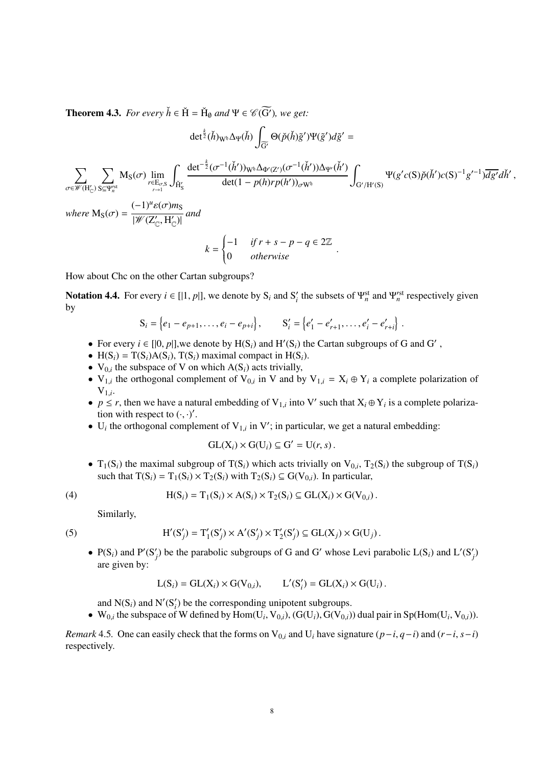**Theorem 4.3.** *For every $\check{h} \in \check{\mathrm{H}} = \check{\mathrm{H}}_{\emptyset}$ and $\Psi \in \mathscr{C}(\widetilde{\mathrm{G}'})$, we get:*

$$\det{}^{\frac{k}{2}}(\check{h})_{\mathrm{W}^{\flat}} \Delta_{\Psi}(\check{h}) \int_{\widetilde{\mathrm{G}'}} \Theta(\check{p}(\check{h})\tilde{g}')\Psi(\tilde{g}')d\tilde{g}' =$$

$$\sum_{\sigma \in \mathscr{W}(\mathrm{H}'_{\mathbb{C}})} \sum_{\mathrm{S} \subseteq \Psi'^{\mathrm{st}}_n} \mathrm{M}_{\mathrm{S}}(\sigma) \lim_{\substack{r \in \mathrm{E}_{\sigma,\mathrm{S}} \\ r \to 1}} \int_{\check{\mathrm{H}}'_{\mathrm{S}}} \frac{\det^{-\frac{k}{2}}(\sigma^{-1}(\check{h}'))_{\mathrm{W}^{\flat}} \Delta_{\Phi'(\mathrm{Z}')}(\sigma^{-1}(\check{h}'))\Delta_{\Psi'}(\check{h}')}{\det(1 - p(h)rp(h'))_{\sigma\mathrm{W}^{\flat}}} \int_{\mathrm{G}'/\mathrm{H}'(\mathrm{S})} \Psi(g'c(\mathrm{S})\check{p}(\check{h}')c(\mathrm{S})^{-1}g'^{-1})\overline{dg'}d\check{h}',$$

*where* $\mathrm{M}_{\mathrm{S}}(\sigma) = \dfrac{(-1)^u \varepsilon(\sigma) m_{\mathrm{S}}}{|\mathscr{W}(\mathrm{Z}'_{\mathbb{C}}, \mathrm{H}'_{\mathbb{C}})|}$ *and*

$$k = \begin{cases} -1 & \text{if } r + s - p - q \in 2\mathbb{Z} \\ 0 & \text{otherwise} \end{cases}.$$

How about Chc on the other Cartan subgroups?

**Notation 4.4.** For every $i \in [|1, p|]$, we denote by $\mathrm{S}_i$ and $\mathrm{S}'_i$ the subsets of $\Psi^{\mathrm{st}}_n$ and $\Psi'^{\mathrm{st}}_n$ respectively given by

$$\mathrm{S}_i = \left\{e_1 - e_{p+1}, \ldots, e_i - e_{p+i}\right\}, \qquad \mathrm{S}'_i = \left\{e'_1 - e'_{r+1}, \ldots, e'_i - e'_{r+i}\right\}.$$

- For every $i \in [|0, p|]$,we denote by $\mathrm{H}(\mathrm{S}_i)$ and $\mathrm{H}'(\mathrm{S}_i)$ the Cartan subgroups of $\mathrm{G}$ and $\mathrm{G}'$ ,
- $\mathrm{H}(\mathrm{S}_i) = \mathrm{T}(\mathrm{S}_i)\mathrm{A}(\mathrm{S}_i)$, $\mathrm{T}(\mathrm{S}_i)$ maximal compact in $\mathrm{H}(\mathrm{S}_i)$.
- $\mathrm{V}_{0,i}$ the subspace of $\mathrm{V}$ on which $\mathrm{A}(\mathrm{S}_i)$ acts trivially,
- $\mathrm{V}_{1,i}$ the orthogonal complement of $\mathrm{V}_{0,i}$ in $\mathrm{V}$ and by $\mathrm{V}_{1,i} = \mathrm{X}_i \oplus \mathrm{Y}_i$ a complete polarization of $\mathrm{V}_{1,i}$.
- $p \leq r$, then we have a natural embedding of $\mathrm{V}_{1,i}$ into $\mathrm{V}'$ such that $\mathrm{X}_i \oplus \mathrm{Y}_i$ is a complete polarization with respect to $(\cdot, \cdot)'$.
- $\mathrm{U}_i$ the orthogonal complement of $\mathrm{V}_{1,i}$ in $\mathrm{V}'$; in particular, we get a natural embedding:

$$\mathrm{GL}(\mathrm{X}_i) \times \mathrm{G}(\mathrm{U}_i) \subseteq \mathrm{G}' = \mathrm{U}(r, s).$$

- $\mathrm{T}_1(\mathrm{S}_i)$ the maximal subgroup of $\mathrm{T}(\mathrm{S}_i)$ which acts trivially on $\mathrm{V}_{0,i}$, $\mathrm{T}_2(\mathrm{S}_i)$ the subgroup of $\mathrm{T}(\mathrm{S}_i)$ such that $\mathrm{T}(\mathrm{S}_i) = \mathrm{T}_1(\mathrm{S}_i) \times \mathrm{T}_2(\mathrm{S}_i)$ with $\mathrm{T}_2(\mathrm{S}_i) \subseteq \mathrm{G}(\mathrm{V}_{0,i})$. In particular,

$$\mathrm{H}(\mathrm{S}_i) = \mathrm{T}_1(\mathrm{S}_i) \times \mathrm{A}(\mathrm{S}_i) \times \mathrm{T}_2(\mathrm{S}_i) \subseteq \mathrm{GL}(\mathrm{X}_i) \times \mathrm{G}(\mathrm{V}_{0,i}). \tag{4}$$

  Similarly,

$$\mathrm{H}'(\mathrm{S}'_j) = \mathrm{T}'_1(\mathrm{S}'_j) \times \mathrm{A}'(\mathrm{S}'_j) \times \mathrm{T}'_2(\mathrm{S}'_j) \subseteq \mathrm{GL}(\mathrm{X}_j) \times \mathrm{G}(\mathrm{U}_j). \tag{5}$$

- $\mathrm{P}(\mathrm{S}_i)$ and $\mathrm{P}'(\mathrm{S}'_j)$ be the parabolic subgroups of $\mathrm{G}$ and $\mathrm{G}'$ whose Levi parabolic $\mathrm{L}(\mathrm{S}_i)$ and $\mathrm{L}'(\mathrm{S}'_j)$ are given by:

$$\mathrm{L}(\mathrm{S}_i) = \mathrm{GL}(\mathrm{X}_i) \times \mathrm{G}(\mathrm{V}_{0,i}), \qquad \mathrm{L}'(\mathrm{S}'_i) = \mathrm{GL}(\mathrm{X}_i) \times \mathrm{G}(\mathrm{U}_i).$$

  and $\mathrm{N}(\mathrm{S}_i)$ and $\mathrm{N}'(\mathrm{S}'_i)$ be the corresponding unipotent subgroups.
- $\mathrm{W}_{0,i}$ the subspace of $\mathrm{W}$ defined by $\mathrm{Hom}(\mathrm{U}_i, \mathrm{V}_{0,i})$, $(\mathrm{G}(\mathrm{U}_i), \mathrm{G}(\mathrm{V}_{0,i}))$ dual pair in $\mathrm{Sp}(\mathrm{Hom}(\mathrm{U}_i, \mathrm{V}_{0,i}))$.

*Remark* 4.5. One can easily check that the forms on $\mathrm{V}_{0,i}$ and $\mathrm{U}_i$ have signature $(p-i, q-i)$ and $(r-i, s-i)$ respectively.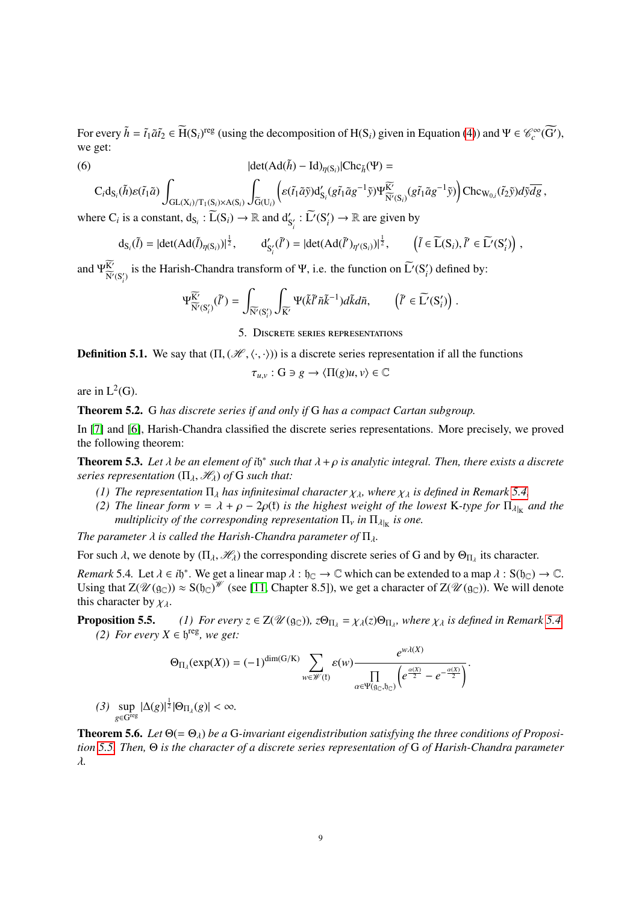For every $\tilde{h} = \tilde{t}_1\tilde{a}\tilde{t}_2 \in \widetilde{\mathrm{H}}(\mathrm{S}_i)^{\mathrm{reg}}$ (using the decomposition of $\mathrm{H}(\mathrm{S}_i)$ given in Equation (4)) and $\Psi \in \mathscr{C}_c^\infty(\widetilde{\mathrm{G}'})$, we get:

$$
(6) \qquad |\det(\mathrm{Ad}(\tilde{h}) - \mathrm{Id})_{\eta(\mathrm{S}_i)}| \mathrm{Chc}_{\tilde{h}}(\Psi) =
$$

$$
\mathrm{C}_i \mathrm{d}_{\mathrm{S}_i}(\tilde{h})\varepsilon(\tilde{t}_1\tilde{a}) \int_{\mathrm{GL}(\mathrm{X}_i)/\mathrm{T}_1(\mathrm{S}_i)\times\mathrm{A}(\mathrm{S}_i)} \int_{\widetilde{\mathrm{G}}(\mathrm{U}_i)} \left(\varepsilon(\tilde{t}_1\tilde{a}\tilde{y})\mathrm{d}'_{\mathrm{S}_i}(g\tilde{t}_1\tilde{a}g^{-1}\tilde{y})\Psi^{\widetilde{\mathrm{K}'}}_{\widetilde{\mathrm{N}'}(\mathrm{S}_i)}(g\tilde{t}_1\tilde{a}g^{-1}\tilde{y})\right) \mathrm{Chc}_{\mathrm{W}_{0,i}}(\tilde{t}_2\tilde{y})d\tilde{y}\overline{dg},
$$

where $\mathrm{C}_i$ is a constant, $\mathrm{d}_{\mathrm{S}_i} : \widetilde{\mathrm{L}}(\mathrm{S}_i) \to \mathbb{R}$ and $\mathrm{d}'_{\mathrm{S}'_i} : \widetilde{\mathrm{L}'}(\mathrm{S}'_i) \to \mathbb{R}$ are given by

$$
\mathrm{d}_{\mathrm{S}_i}(\tilde{l}) = |\det(\mathrm{Ad}(\tilde{l})_{\eta(\mathrm{S}_i)})|^{\frac{1}{2}}, \qquad \mathrm{d}'_{\mathrm{S}'_i}(\tilde{l}') = |\det(\mathrm{Ad}(\tilde{l}')_{\eta'(\mathrm{S}_i)})|^{\frac{1}{2}}, \qquad \left(\tilde{l} \in \widetilde{\mathrm{L}}(\mathrm{S}_i), \tilde{l}' \in \widetilde{\mathrm{L}'}(\mathrm{S}'_i)\right),
$$

and $\Psi^{\widetilde{\mathrm{K}'}}_{\widetilde{\mathrm{N}'}(\mathrm{S}'_i)}$ is the Harish-Chandra transform of $\Psi$, i.e. the function on $\widetilde{\mathrm{L}'}(\mathrm{S}'_i)$ defined by:

$$
\Psi^{\widetilde{\mathrm{K}'}}_{\widetilde{\mathrm{N}'}(\mathrm{S}'_i)}(\tilde{l}') = \int_{\widetilde{\mathrm{N}'}(\mathrm{S}'_i)} \int_{\widetilde{\mathrm{K}'}} \Psi(\tilde{k}\tilde{l}'\tilde{n}\tilde{k}^{-1})d\tilde{k}d\tilde{n}, \qquad \left(\tilde{l}' \in \widetilde{\mathrm{L}'}(\mathrm{S}'_i)\right).
$$

## 5. Discrete series representations

**Definition 5.1.** We say that $(\Pi, (\mathscr{H}, \langle\cdot,\cdot\rangle))$ is a discrete series representation if all the functions

$$
\tau_{u,v} : \mathrm{G} \ni g \to \langle \Pi(g)u, v\rangle \in \mathbb{C}
$$

are in $\mathrm{L}^2(\mathrm{G})$.

**Theorem 5.2.** *$\mathrm{G}$ has discrete series if and only if $\mathrm{G}$ has a compact Cartan subgroup.*

In [7] and [6], Harish-Chandra classified the discrete series representations. More precisely, we proved the following theorem:

**Theorem 5.3.** *Let $\lambda$ be an element of $i\mathfrak{h}^*$ such that $\lambda + \rho$ is analytic integral. Then, there exists a discrete series representation $(\Pi_\lambda, \mathscr{H}_\lambda)$ of $\mathrm{G}$ such that:*

1. *The representation $\Pi_\lambda$ has infinitesimal character $\chi_\lambda$, where $\chi_\lambda$ is defined in Remark 5.4.*
2. *The linear form $\nu = \lambda + \rho - 2\rho(\mathfrak{k})$ is the highest weight of the lowest $\mathrm{K}$-type for $\Pi_{\lambda|_{\mathrm{K}}}$ and the multiplicity of the corresponding representation $\Pi_\nu$ in $\Pi_{\lambda|_{\mathrm{K}}}$ is one.*

*The parameter $\lambda$ is called the Harish-Chandra parameter of $\Pi_\lambda$.*

For such $\lambda$, we denote by $(\Pi_\lambda, \mathscr{H}_\lambda)$ the corresponding discrete series of $\mathrm{G}$ and by $\Theta_{\Pi_\lambda}$ its character.

*Remark* 5.4. Let $\lambda \in i\mathfrak{h}^*$. We get a linear map $\lambda : \mathfrak{h}_\mathbb{C} \to \mathbb{C}$ which can be extended to a map $\lambda : \mathrm{S}(\mathfrak{h}_\mathbb{C}) \to \mathbb{C}$. Using that $\mathrm{Z}(\mathscr{U}(\mathfrak{g}_\mathbb{C})) \approx \mathrm{S}(\mathfrak{h}_\mathbb{C})^{\mathscr{W}}$ (see [11, Chapter 8.5]), we get a character of $\mathrm{Z}(\mathscr{U}(\mathfrak{g}_\mathbb{C}))$. We will denote this character by $\chi_\lambda$.

**Proposition 5.5.** *(1) For every $z \in \mathrm{Z}(\mathscr{U}(\mathfrak{g}_\mathbb{C}))$, $z\Theta_{\Pi_\lambda} = \chi_\lambda(z)\Theta_{\Pi_\lambda}$, where $\chi_\lambda$ is defined in Remark 5.4.*

*(2) For every $X \in \mathfrak{h}^{\mathrm{reg}}$, we get:*

$$
\Theta_{\Pi_\lambda}(\exp(X)) = (-1)^{\dim(\mathrm{G}/\mathrm{K})} \sum_{w \in \mathscr{W}(\mathfrak{k})} \varepsilon(w) \frac{e^{w\lambda(X)}}{\prod\limits_{\alpha \in \Psi(\mathfrak{g}_\mathbb{C}, \mathfrak{h}_\mathbb{C})} \left(e^{\frac{\alpha(X)}{2}} - e^{-\frac{\alpha(X)}{2}}\right)}.
$$

*(3) $\sup\limits_{g \in \mathrm{G}^{\mathrm{reg}}} |\Delta(g)|^{\frac{1}{2}} |\Theta_{\Pi_\lambda}(g)| < \infty$.*

**Theorem 5.6.** *Let $\Theta (= \Theta_\lambda)$ be a $\mathrm{G}$-invariant eigendistribution satisfying the three conditions of Proposition 5.5. Then, $\Theta$ is the character of a discrete series representation of $\mathrm{G}$ of Harish-Chandra parameter $\lambda$.*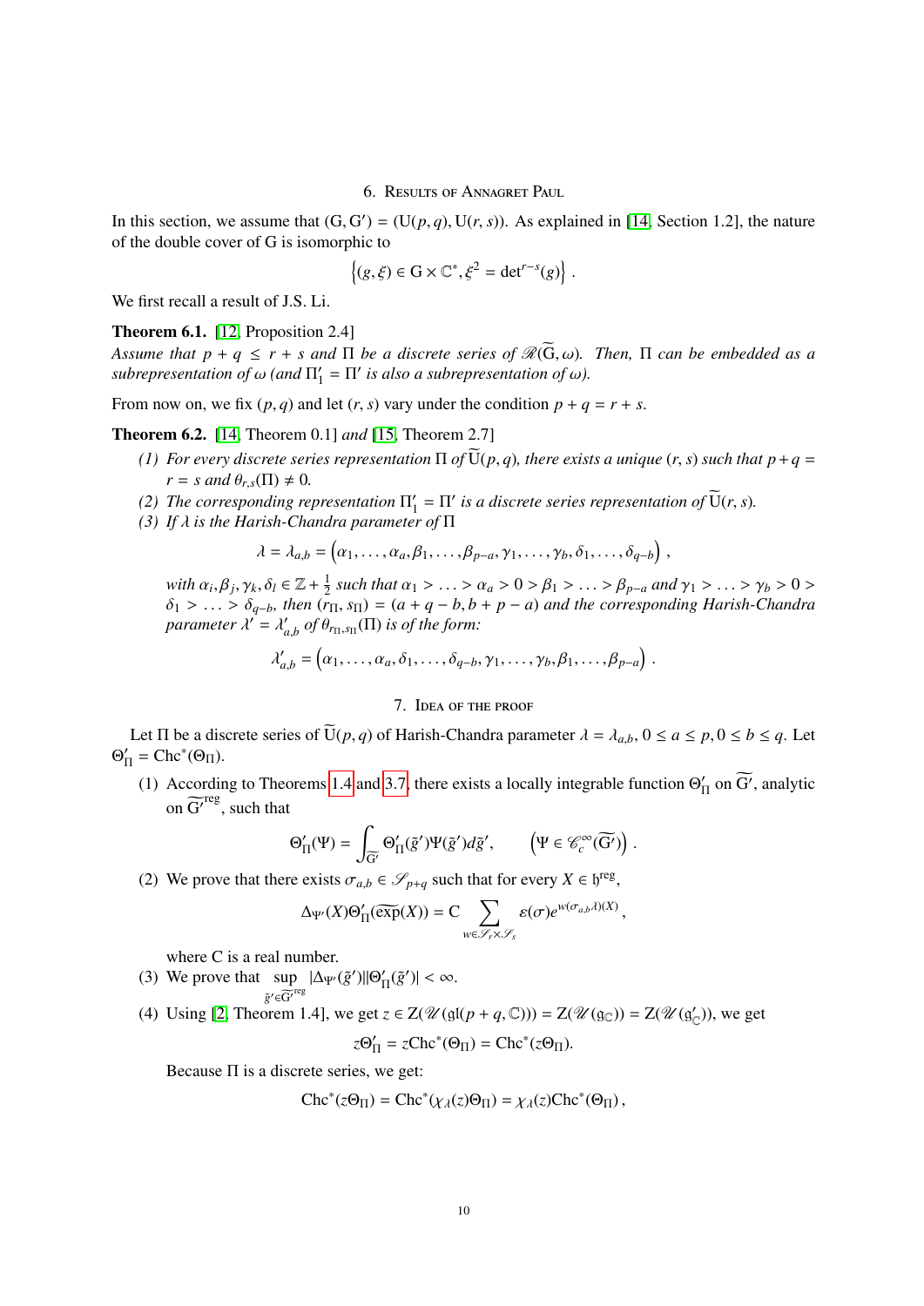## 6. Results of Annagret Paul

In this section, we assume that $(\mathrm{G}, \mathrm{G}') = (\mathrm{U}(p,q), \mathrm{U}(r,s))$. As explained in [14, Section 1.2], the nature of the double cover of G is isomorphic to

$$\left\{(g, \xi) \in \mathrm{G} \times \mathbb{C}^*, \xi^2 = \det^{r-s}(g)\right\}.$$

We first recall a result of J.S. Li.

**Theorem 6.1.** [12, Proposition 2.4]
*Assume that $p + q \leq r + s$ and $\Pi$ be a discrete series of $\mathscr{R}(\widetilde{\mathrm{G}}, \omega)$. Then, $\Pi$ can be embedded as a subrepresentation of $\omega$ (and $\Pi'_1 = \Pi'$ is also a subrepresentation of $\omega$).*

From now on, we fix $(p, q)$ and let $(r, s)$ vary under the condition $p + q = r + s$.

**Theorem 6.2.** [14, Theorem 0.1] *and* [15, Theorem 2.7]

1. *For every discrete series representation $\Pi$ of $\widetilde{\mathrm{U}}(p,q)$, there exists a unique $(r, s)$ such that $p+q = r = s$ and $\theta_{r,s}(\Pi) \neq 0$.*
2. *The corresponding representation $\Pi'_1 = \Pi'$ is a discrete series representation of $\widetilde{\mathrm{U}}(r,s)$.*
3. *If $\lambda$ is the Harish-Chandra parameter of $\Pi$*
$$\lambda = \lambda_{a,b} = \left(\alpha_1, \ldots, \alpha_a, \beta_1, \ldots, \beta_{p-a}, \gamma_1, \ldots, \gamma_b, \delta_1, \ldots, \delta_{q-b}\right),$$
*with $\alpha_i, \beta_j, \gamma_k, \delta_l \in \mathbb{Z} + \frac{1}{2}$ such that $\alpha_1 > \ldots > \alpha_a > 0 > \beta_1 > \ldots > \beta_{p-a}$ and $\gamma_1 > \ldots > \gamma_b > 0 > \delta_1 > \ldots > \delta_{q-b}$, then $(r_\Pi, s_\Pi) = (a + q - b, b + p - a)$ and the corresponding Harish-Chandra parameter $\lambda' = \lambda'_{a,b}$ of $\theta_{r_\Pi, s_\Pi}(\Pi)$ is of the form:*
$$\lambda'_{a,b} = \left(\alpha_1, \ldots, \alpha_a, \delta_1, \ldots, \delta_{q-b}, \gamma_1, \ldots, \gamma_b, \beta_1, \ldots, \beta_{p-a}\right).$$

## 7. Idea of the proof

Let $\Pi$ be a discrete series of $\widetilde{\mathrm{U}}(p,q)$ of Harish-Chandra parameter $\lambda = \lambda_{a,b}$, $0 \leq a \leq p, 0 \leq b \leq q$. Let $\Theta'_\Pi = \mathrm{Chc}^*(\Theta_\Pi)$.

1. According to Theorems 1.4 and 3.7, there exists a locally integrable function $\Theta'_\Pi$ on $\widetilde{\mathrm{G}'}$, analytic on $\widetilde{\mathrm{G}'}^{\mathrm{reg}}$, such that
$$\Theta'_\Pi(\Psi) = \int_{\widetilde{\mathrm{G}'}} \Theta'_\Pi(\tilde{g}')\Psi(\tilde{g}')d\tilde{g}', \qquad \left(\Psi \in \mathscr{C}_c^\infty(\widetilde{\mathrm{G}'})\right).$$
2. We prove that there exists $\sigma_{a,b} \in \mathscr{S}_{p+q}$ such that for every $X \in \mathfrak{h}^{\mathrm{reg}}$,
$$\Delta_{\Psi'}(X)\Theta'_\Pi(\widetilde{\exp}(X)) = \mathrm{C} \sum_{w \in \mathscr{S}_r \times \mathscr{S}_s} \varepsilon(\sigma) e^{w(\sigma_{a,b}\lambda)(X)},$$
where C is a real number.
3. We prove that $\sup\limits_{\tilde{g}' \in \widetilde{\mathrm{G}'}^{\mathrm{reg}}} |\Delta_{\Psi'}(\tilde{g}')||\Theta'_\Pi(\tilde{g}')| < \infty$.
4. Using [2, Theorem 1.4], we get $z \in \mathrm{Z}(\mathscr{U}(\mathfrak{gl}(p+q, \mathbb{C}))) = \mathrm{Z}(\mathscr{U}(\mathfrak{g}_\mathbb{C})) = \mathrm{Z}(\mathscr{U}(\mathfrak{g}'_\mathbb{C}))$, we get
$$z\Theta'_\Pi = z\mathrm{Chc}^*(\Theta_\Pi) = \mathrm{Chc}^*(z\Theta_\Pi).$$
Because $\Pi$ is a discrete series, we get:
$$\mathrm{Chc}^*(z\Theta_\Pi) = \mathrm{Chc}^*(\chi_\lambda(z)\Theta_\Pi) = \chi_\lambda(z)\mathrm{Chc}^*(\Theta_\Pi),$$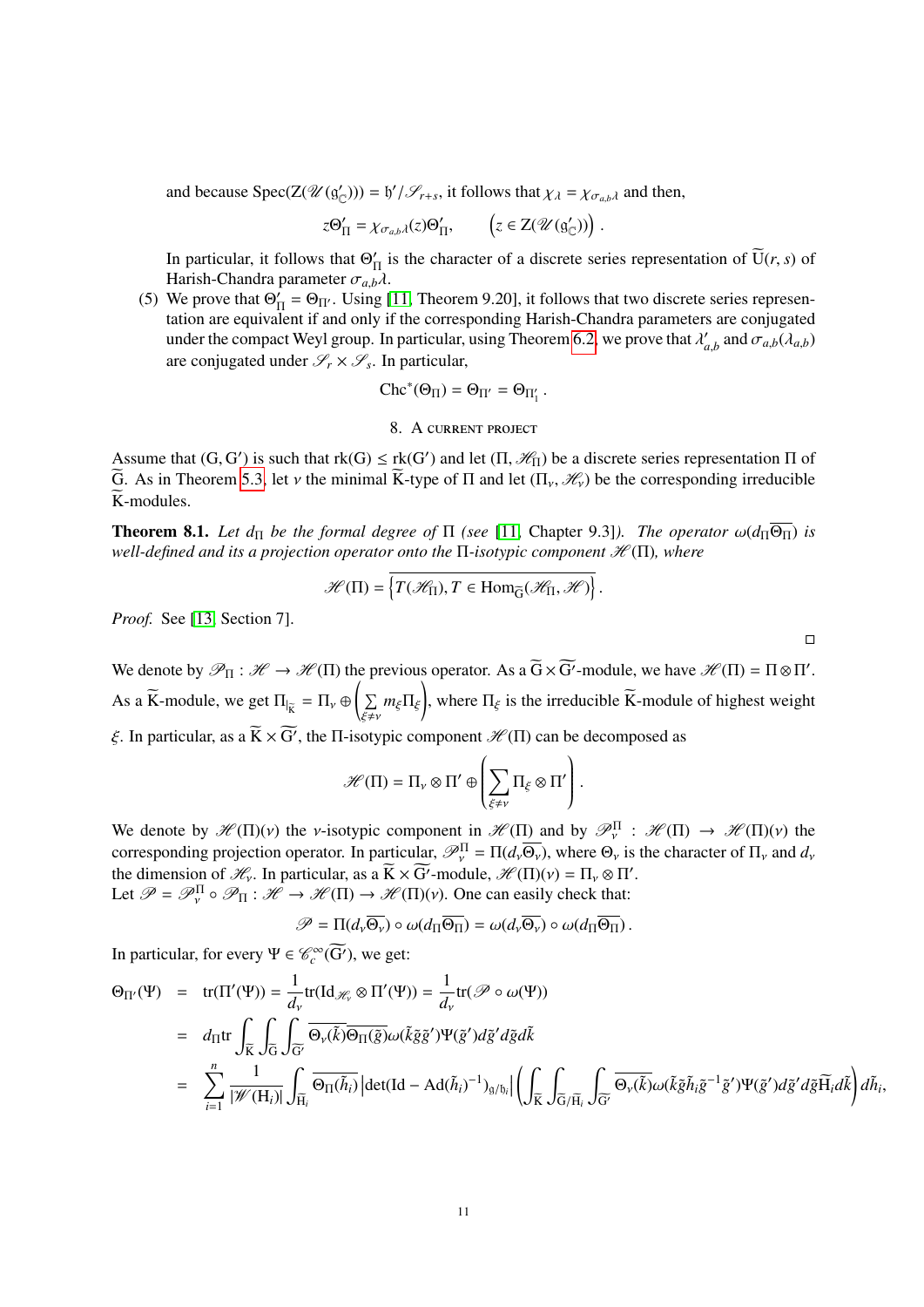and because $\mathrm{Spec}(\mathrm{Z}(\mathscr{U}(\mathfrak{g}'_{\mathbb{C}}))) = \mathfrak{h}'/\mathscr{S}_{r+s}$, it follows that $\chi_\lambda = \chi_{\sigma_{a,b}\lambda}$ and then,

$$z\Theta'_\Pi = \chi_{\sigma_{a,b}\lambda}(z)\Theta'_\Pi, \qquad \left(z \in \mathrm{Z}(\mathscr{U}(\mathfrak{g}'_{\mathbb{C}}))\right).$$

In particular, it follows that $\Theta'_\Pi$ is the character of a discrete series representation of $\widetilde{\mathrm{U}}(r,s)$ of Harish-Chandra parameter $\sigma_{a,b}\lambda$.

(5) We prove that $\Theta'_\Pi = \Theta_{\Pi'}$. Using [11, Theorem 9.20], it follows that two discrete series representation are equivalent if and only if the corresponding Harish-Chandra parameters are conjugated under the compact Weyl group. In particular, using Theorem 6.2, we prove that $\lambda'_{a,b}$ and $\sigma_{a,b}(\lambda_{a,b})$ are conjugated under $\mathscr{S}_r \times \mathscr{S}_s$. In particular,

$$\mathrm{Chc}^*(\Theta_\Pi) = \Theta_{\Pi'} = \Theta_{\Pi'_1}.$$

## 8. A current project

Assume that $(\mathrm{G}, \mathrm{G}')$ is such that $\mathrm{rk}(\mathrm{G}) \leq \mathrm{rk}(\mathrm{G}')$ and let $(\Pi, \mathscr{H}_\Pi)$ be a discrete series representation $\Pi$ of $\widetilde{\mathrm{G}}$. As in Theorem 5.3, let $\nu$ the minimal $\widetilde{\mathrm{K}}$-type of $\Pi$ and let $(\Pi_\nu, \mathscr{H}_\nu)$ be the corresponding irreducible $\widetilde{\mathrm{K}}$-modules.

**Theorem 8.1.** *Let $d_\Pi$ be the formal degree of $\Pi$ (see [11, Chapter 9.3]). The operator $\omega(d_\Pi\overline{\Theta_\Pi})$ is well-defined and its a projection operator onto the $\Pi$-isotypic component $\mathscr{H}(\Pi)$, where*

$$\mathscr{H}(\Pi) = \overline{\left\{T(\mathscr{H}_\Pi), T \in \mathrm{Hom}_{\widetilde{\mathrm{G}}}(\mathscr{H}_\Pi, \mathscr{H})\right\}}.$$

*Proof.* See [13, Section 7]. $\square$

We denote by $\mathscr{P}_\Pi : \mathscr{H} \to \mathscr{H}(\Pi)$ the previous operator. As a $\widetilde{\mathrm{G}} \times \widetilde{\mathrm{G}'}$-module, we have $\mathscr{H}(\Pi) = \Pi \otimes \Pi'$. As a $\widetilde{\mathrm{K}}$-module, we get $\Pi_{|_{\widetilde{\mathrm{K}}}} = \Pi_\nu \oplus \left(\sum_{\xi \neq \nu} m_\xi \Pi_\xi\right)$, where $\Pi_\xi$ is the irreducible $\widetilde{\mathrm{K}}$-module of highest weight $\xi$. In particular, as a $\widetilde{\mathrm{K}} \times \widetilde{\mathrm{G}'}$, the $\Pi$-isotypic component $\mathscr{H}(\Pi)$ can be decomposed as

$$\mathscr{H}(\Pi) = \Pi_\nu \otimes \Pi' \oplus \left(\sum_{\xi \neq \nu} \Pi_\xi \otimes \Pi'\right).$$

We denote by $\mathscr{H}(\Pi)(\nu)$ the $\nu$-isotypic component in $\mathscr{H}(\Pi)$ and by $\mathscr{P}^\Pi_\nu : \mathscr{H}(\Pi) \to \mathscr{H}(\Pi)(\nu)$ the corresponding projection operator. In particular, $\mathscr{P}^\Pi_\nu = \Pi(d_\nu\overline{\Theta_\nu})$, where $\Theta_\nu$ is the character of $\Pi_\nu$ and $d_\nu$ the dimension of $\mathscr{H}_\nu$. In particular, as a $\widetilde{\mathrm{K}} \times \widetilde{\mathrm{G}'}$-module, $\mathscr{H}(\Pi)(\nu) = \Pi_\nu \otimes \Pi'$.
Let $\mathscr{P} = \mathscr{P}^\Pi_\nu \circ \mathscr{P}_\Pi : \mathscr{H} \to \mathscr{H}(\Pi) \to \mathscr{H}(\Pi)(\nu)$. One can easily check that:

$$\mathscr{P} = \Pi(d_\nu\overline{\Theta_\nu}) \circ \omega(d_\Pi\overline{\Theta_\Pi}) = \omega(d_\nu\overline{\Theta_\nu}) \circ \omega(d_\Pi\overline{\Theta_\Pi}).$$

In particular, for every $\Psi \in \mathscr{C}^\infty_c(\widetilde{\mathrm{G}'})$, we get:

$$\begin{aligned}
\Theta_{\Pi'}(\Psi) &= \mathrm{tr}(\Pi'(\Psi)) = \frac{1}{d_\nu}\mathrm{tr}(\mathrm{Id}_{\mathscr{H}_\nu} \otimes \Pi'(\Psi)) = \frac{1}{d_\nu}\mathrm{tr}(\mathscr{P} \circ \omega(\Psi)) \\
&= d_\Pi \mathrm{tr} \int_{\widetilde{\mathrm{K}}}\int_{\widetilde{\mathrm{G}}}\int_{\widetilde{\mathrm{G}'}} \overline{\Theta_\nu(\tilde{k})}\overline{\Theta_\Pi(\tilde{g})}\omega(\tilde{k}\tilde{g}\tilde{g}')\Psi(\tilde{g}')d\tilde{g}'d\tilde{g}d\tilde{k} \\
&= \sum_{i=1}^n \frac{1}{|\mathscr{W}(\mathrm{H}_i)|}\int_{\widetilde{\mathrm{H}}_i} \overline{\Theta_\Pi(\tilde{h}_i)}\left|\det(\mathrm{Id} - \mathrm{Ad}(\tilde{h}_i)^{-1})_{\mathfrak{g}/\mathfrak{h}_i}\right|\left(\int_{\widetilde{\mathrm{K}}}\int_{\widetilde{\mathrm{G}}/\widetilde{\mathrm{H}}_i}\int_{\widetilde{\mathrm{G}'}} \overline{\Theta_\nu(\tilde{k})}\omega(\tilde{k}\tilde{g}\tilde{h}_i\tilde{g}^{-1}\tilde{g}')\Psi(\tilde{g}')d\tilde{g}'d\tilde{g}\widetilde{\mathrm{H}}_i d\tilde{k}\right)d\tilde{h}_i,
\end{aligned}$$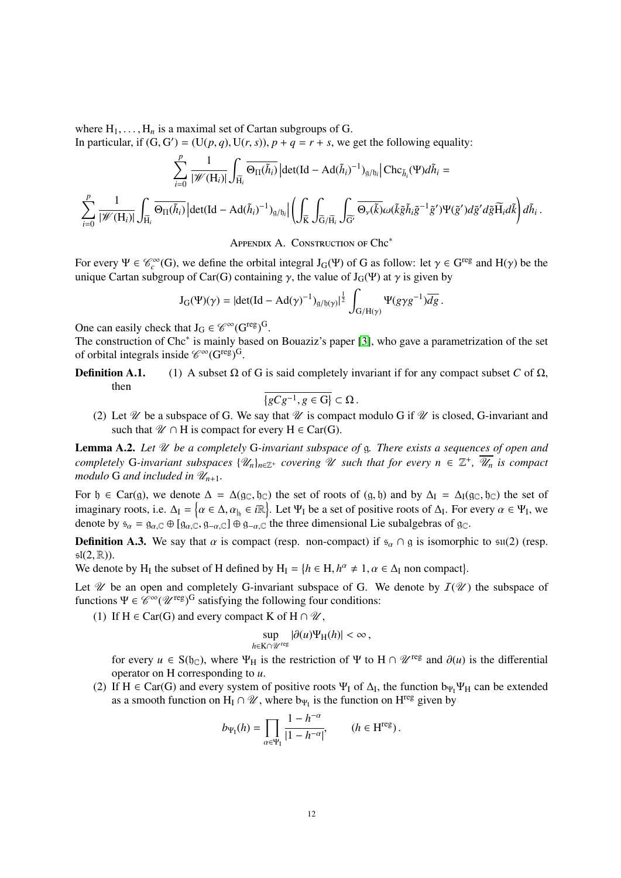where $\mathrm{H}_1, \dots, \mathrm{H}_n$ is a maximal set of Cartan subgroups of G.
In particular, if $(\mathrm{G}, \mathrm{G}') = (\mathrm{U}(p,q), \mathrm{U}(r,s))$, $p+q = r+s$, we get the following equality:

$$\sum_{i=0}^{p} \frac{1}{|\mathscr{W}(\mathrm{H}_i)|} \int_{\widetilde{\mathrm{H}}_i} \overline{\Theta_\Pi(\tilde{h}_i)} \left|\det(\mathrm{Id} - \mathrm{Ad}(\tilde{h}_i)^{-1})_{\mathfrak{g}/\mathfrak{h}_i}\right| \mathrm{Chc}_{\tilde{h}_i}(\Psi) d\tilde{h}_i =$$

$$\sum_{i=0}^{p} \frac{1}{|\mathscr{W}(\mathrm{H}_i)|} \int_{\widetilde{\mathrm{H}}_i} \overline{\Theta_\Pi(\tilde{h}_i)} \left|\det(\mathrm{Id} - \mathrm{Ad}(\tilde{h}_i)^{-1})_{\mathfrak{g}/\mathfrak{h}_i}\right| \left(\int_{\widetilde{\mathrm{K}}} \int_{\widetilde{\mathrm{G}}/\widetilde{\mathrm{H}}_i} \int_{\widetilde{\mathrm{G}}'} \overline{\Theta_\nu(\tilde{k})} \omega(\tilde{k}\tilde{g}\tilde{h}_i\tilde{g}^{-1}\tilde{g}')\Psi(\tilde{g}') d\tilde{g}' d\tilde{g}\widetilde{\mathrm{H}}_i d\tilde{k}\right) d\tilde{h}_i \,.$$

## Appendix A. Construction of $\mathrm{Chc}^*$

For every $\Psi \in \mathscr{C}_c^\infty(\mathrm{G})$, we define the orbital integral $\mathrm{J}_\mathrm{G}(\Psi)$ of G as follow: let $\gamma \in \mathrm{G}^{\mathrm{reg}}$ and $\mathrm{H}(\gamma)$ be the unique Cartan subgroup of $\mathrm{Car}(\mathrm{G})$ containing $\gamma$, the value of $\mathrm{J}_\mathrm{G}(\Psi)$ at $\gamma$ is given by

$$\mathrm{J}_\mathrm{G}(\Psi)(\gamma) = |\det(\mathrm{Id} - \mathrm{Ad}(\gamma)^{-1})_{\mathfrak{g}/\mathfrak{h}(\gamma)}|^{\frac{1}{2}} \int_{\mathrm{G}/\mathrm{H}(\gamma)} \Psi(g\gamma g^{-1}) \overline{dg} \,.$$

One can easily check that $\mathrm{J}_\mathrm{G} \in \mathscr{C}^\infty(\mathrm{G}^{\mathrm{reg}})^\mathrm{G}$.
The construction of $\mathrm{Chc}^*$ is mainly based on Bouaziz's paper [3], who gave a parametrization of the set of orbital integrals inside $\mathscr{C}^\infty(\mathrm{G}^{\mathrm{reg}})^\mathrm{G}$.

**Definition A.1.** (1) A subset $\Omega$ of G is said completely invariant if for any compact subset $C$ of $\Omega$, then

$$\overline{\{gCg^{-1}, g \in \mathrm{G}\}} \subset \Omega \,.$$

(2) Let $\mathscr{U}$ be a subspace of G. We say that $\mathscr{U}$ is compact modulo G if $\mathscr{U}$ is closed, G-invariant and such that $\mathscr{U} \cap \mathrm{H}$ is compact for every $\mathrm{H} \in \mathrm{Car}(\mathrm{G})$.

**Lemma A.2.** *Let $\mathscr{U}$ be a completely* G*-invariant subspace of $\mathfrak{g}$. There exists a sequences of open and completely* G*-invariant subspaces $\{\mathscr{U}_n\}_{n \in \mathbb{Z}^+}$ covering $\mathscr{U}$ such that for every $n \in \mathbb{Z}^+$, $\overline{\mathscr{U}_n}$ is compact modulo* G *and included in $\mathscr{U}_{n+1}$.*

For $\mathfrak{h} \in \mathrm{Car}(\mathfrak{g})$, we denote $\Delta = \Delta(\mathfrak{g}_\mathbb{C}, \mathfrak{h}_\mathbb{C})$ the set of roots of $(\mathfrak{g}, \mathfrak{h})$ and by $\Delta_\mathrm{I} = \Delta_\mathrm{I}(\mathfrak{g}_\mathbb{C}, \mathfrak{h}_\mathbb{C})$ the set of imaginary roots, i.e. $\Delta_\mathrm{I} = \left\{\alpha \in \Delta, \alpha_{|_\mathfrak{h}} \in i\mathbb{R}\right\}$. Let $\Psi_\mathrm{I}$ be a set of positive roots of $\Delta_\mathrm{I}$. For every $\alpha \in \Psi_\mathrm{I}$, we denote by $\mathfrak{s}_\alpha = \mathfrak{g}_{\alpha,\mathbb{C}} \oplus [\mathfrak{g}_{\alpha,\mathbb{C}}, \mathfrak{g}_{-\alpha,\mathbb{C}}] \oplus \mathfrak{g}_{-\alpha,\mathbb{C}}$ the three dimensional Lie subalgebras of $\mathfrak{g}_\mathbb{C}$.

**Definition A.3.** We say that $\alpha$ is compact (resp. non-compact) if $\mathfrak{s}_\alpha \cap \mathfrak{g}$ is isomorphic to $\mathfrak{su}(2)$ (resp. $\mathfrak{sl}(2, \mathbb{R})$).
We denote by $\mathrm{H}_\mathrm{I}$ the subset of H defined by $\mathrm{H}_\mathrm{I} = \{h \in \mathrm{H}, h^\alpha \neq 1, \alpha \in \Delta_\mathrm{I} \text{ non compact}\}$.

Let $\mathscr{U}$ be an open and completely G-invariant subspace of G. We denote by $\mathcal{I}(\mathscr{U})$ the subspace of functions $\Psi \in \mathscr{C}^\infty(\mathscr{U}^{\mathrm{reg}})^\mathrm{G}$ satisfying the following four conditions:

(1) If $\mathrm{H} \in \mathrm{Car}(\mathrm{G})$ and every compact K of $\mathrm{H} \cap \mathscr{U}$,

$$\sup_{h \in \mathrm{K} \cap \mathscr{U}^{\mathrm{reg}}} |\partial(u)\Psi_\mathrm{H}(h)| < \infty \,,$$

for every $u \in \mathrm{S}(\mathfrak{h}_\mathbb{C})$, where $\Psi_\mathrm{H}$ is the restriction of $\Psi$ to $\mathrm{H} \cap \mathscr{U}^{\mathrm{reg}}$ and $\partial(u)$ is the differential operator on H corresponding to $u$.

(2) If $\mathrm{H} \in \mathrm{Car}(\mathrm{G})$ and every system of positive roots $\Psi_\mathrm{I}$ of $\Delta_\mathrm{I}$, the function $\mathrm{b}_{\Psi_\mathrm{I}}\Psi_\mathrm{H}$ can be extended as a smooth function on $\mathrm{H}_\mathrm{I} \cap \mathscr{U}$, where $\mathrm{b}_{\Psi_\mathrm{I}}$ is the function on $\mathrm{H}^{\mathrm{reg}}$ given by

$$b_{\Psi_\mathrm{I}}(h) = \prod_{\alpha \in \Psi_\mathrm{I}} \frac{1 - h^{-\alpha}}{|1 - h^{-\alpha}|}, \qquad (h \in \mathrm{H}^{\mathrm{reg}}) \,.$$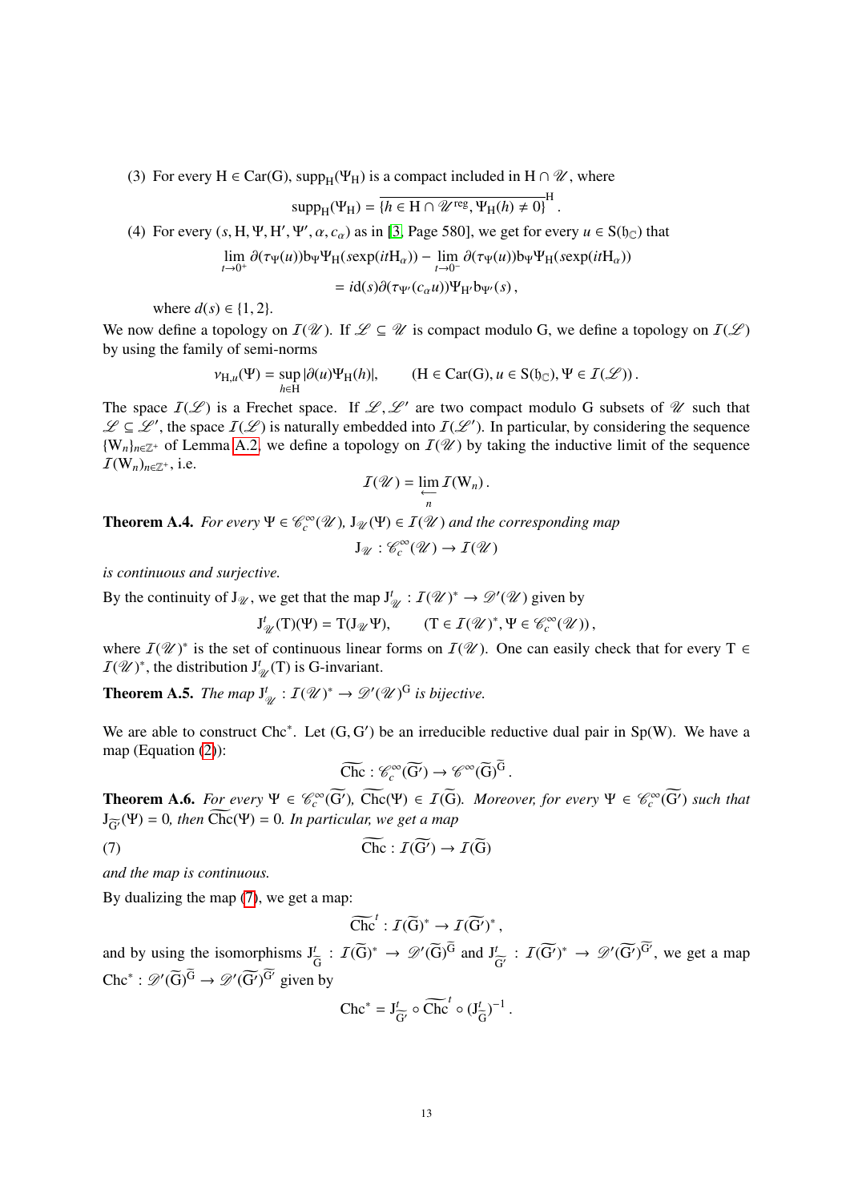(3) For every $\mathrm{H} \in \mathrm{Car}(\mathrm{G})$, $\mathrm{supp}_{\mathrm{H}}(\Psi_{\mathrm{H}})$ is a compact included in $\mathrm{H} \cap \mathscr{U}$, where

$$\mathrm{supp}_{\mathrm{H}}(\Psi_{\mathrm{H}}) = \overline{\{h \in \mathrm{H} \cap \mathscr{U}^{\mathrm{reg}}, \Psi_{\mathrm{H}}(h) \neq 0\}}^{\mathrm{H}}.$$

(4) For every $(s, \mathrm{H}, \Psi, \mathrm{H}', \Psi', \alpha, c_\alpha)$ as in [3, Page 580], we get for every $u \in \mathrm{S}(\mathfrak{h}_{\mathbb{C}})$ that

$$\begin{aligned}\lim_{t \to 0^+} \partial(\tau_\Psi(u)) \mathrm{b}_\Psi \Psi_{\mathrm{H}}(s\exp(it\mathrm{H}_\alpha)) - \lim_{t \to 0^-} \partial(\tau_\Psi(u)) \mathrm{b}_\Psi \Psi_{\mathrm{H}}(s\exp(it\mathrm{H}_\alpha)) \\ = i\mathrm{d}(s) \partial(\tau_{\Psi'}(c_\alpha u)) \Psi_{\mathrm{H}'} \mathrm{b}_{\Psi'}(s),\end{aligned}$$

where $d(s) \in \{1, 2\}$.

We now define a topology on $\mathcal{I}(\mathscr{U})$. If $\mathscr{L} \subseteq \mathscr{U}$ is compact modulo G, we define a topology on $\mathcal{I}(\mathscr{L})$ by using the family of semi-norms

$$\nu_{\mathrm{H},u}(\Psi) = \sup_{h \in \mathrm{H}} |\partial(u)\Psi_{\mathrm{H}}(h)|, \qquad (\mathrm{H} \in \mathrm{Car}(\mathrm{G}), u \in \mathrm{S}(\mathfrak{h}_{\mathbb{C}}), \Psi \in \mathcal{I}(\mathscr{L})).$$

The space $\mathcal{I}(\mathscr{L})$ is a Frechet space. If $\mathscr{L}, \mathscr{L}'$ are two compact modulo G subsets of $\mathscr{U}$ such that $\mathscr{L} \subseteq \mathscr{L}'$, the space $\mathcal{I}(\mathscr{L})$ is naturally embedded into $\mathcal{I}(\mathscr{L}')$. In particular, by considering the sequence $\{\mathrm{W}_n\}_{n \in \mathbb{Z}^+}$ of Lemma A.2, we define a topology on $\mathcal{I}(\mathscr{U})$ by taking the inductive limit of the sequence $\mathcal{I}(\mathrm{W}_n)_{n \in \mathbb{Z}^+}$, i.e.

$$\mathcal{I}(\mathscr{U}) = \varinjlim_n \mathcal{I}(\mathrm{W}_n).$$

**Theorem A.4.** *For every $\Psi \in \mathscr{C}^\infty_c(\mathscr{U})$, $\mathrm{J}_{\mathscr{U}}(\Psi) \in \mathcal{I}(\mathscr{U})$ and the corresponding map*

$$\mathrm{J}_{\mathscr{U}} : \mathscr{C}^\infty_c(\mathscr{U}) \to \mathcal{I}(\mathscr{U})$$

*is continuous and surjective.*

By the continuity of $\mathrm{J}_{\mathscr{U}}$, we get that the map $\mathrm{J}^t_{\mathscr{U}} : \mathcal{I}(\mathscr{U})^* \to \mathscr{D}'(\mathscr{U})$ given by

$$\mathrm{J}^t_{\mathscr{U}}(\mathrm{T})(\Psi) = \mathrm{T}(\mathrm{J}_{\mathscr{U}}\Psi), \qquad (\mathrm{T} \in \mathcal{I}(\mathscr{U})^*, \Psi \in \mathscr{C}^\infty_c(\mathscr{U})),$$

where $\mathcal{I}(\mathscr{U})^*$ is the set of continuous linear forms on $\mathcal{I}(\mathscr{U})$. One can easily check that for every $\mathrm{T} \in \mathcal{I}(\mathscr{U})^*$, the distribution $\mathrm{J}^t_{\mathscr{U}}(\mathrm{T})$ is G-invariant.

**Theorem A.5.** *The map $\mathrm{J}^t_{\mathscr{U}} : \mathcal{I}(\mathscr{U})^* \to \mathscr{D}'(\mathscr{U})^{\mathrm{G}}$ is bijective.*

We are able to construct $\mathrm{Chc}^*$. Let $(\mathrm{G}, \mathrm{G}')$ be an irreducible reductive dual pair in $\mathrm{Sp}(\mathrm{W})$. We have a map (Equation (2)):

$$\widetilde{\mathrm{Chc}} : \mathscr{C}^\infty_c(\widetilde{\mathrm{G}'}) \to \mathscr{C}^\infty(\widetilde{\mathrm{G}})^{\widetilde{\mathrm{G}}}.$$

**Theorem A.6.** *For every $\Psi \in \mathscr{C}^\infty_c(\widetilde{\mathrm{G}'})$, $\widetilde{\mathrm{Chc}}(\Psi) \in \mathcal{I}(\widetilde{\mathrm{G}})$. Moreover, for every $\Psi \in \mathscr{C}^\infty_c(\widetilde{\mathrm{G}'})$ such that $\mathrm{J}_{\widetilde{\mathrm{G}'}}(\Psi) = 0$, then $\widetilde{\mathrm{Chc}}(\Psi) = 0$. In particular, we get a map*

$$\widetilde{\mathrm{Chc}} : \mathcal{I}(\widetilde{\mathrm{G}'}) \to \mathcal{I}(\widetilde{\mathrm{G}}) \tag{7}$$

*and the map is continuous.*

By dualizing the map (7), we get a map:

$$\widetilde{\mathrm{Chc}}^t : \mathcal{I}(\widetilde{\mathrm{G}})^* \to \mathcal{I}(\widetilde{\mathrm{G}'})^*,$$

and by using the isomorphisms $\mathrm{J}^t_{\widetilde{\mathrm{G}}} : \mathcal{I}(\widetilde{\mathrm{G}})^* \to \mathscr{D}'(\widetilde{\mathrm{G}})^{\widetilde{\mathrm{G}}}$ and $\mathrm{J}^t_{\widetilde{\mathrm{G}'}} : \mathcal{I}(\widetilde{\mathrm{G}'})^* \to \mathscr{D}'(\widetilde{\mathrm{G}'})^{\widetilde{\mathrm{G}'}}$, we get a map $\mathrm{Chc}^* : \mathscr{D}'(\widetilde{\mathrm{G}})^{\widetilde{\mathrm{G}}} \to \mathscr{D}'(\widetilde{\mathrm{G}'})^{\widetilde{\mathrm{G}'}}$ given by

$$\mathrm{Chc}^* = \mathrm{J}^t_{\widetilde{\mathrm{G}'}} \circ \widetilde{\mathrm{Chc}}^t \circ (\mathrm{J}^t_{\widetilde{\mathrm{G}}})^{-1}.$$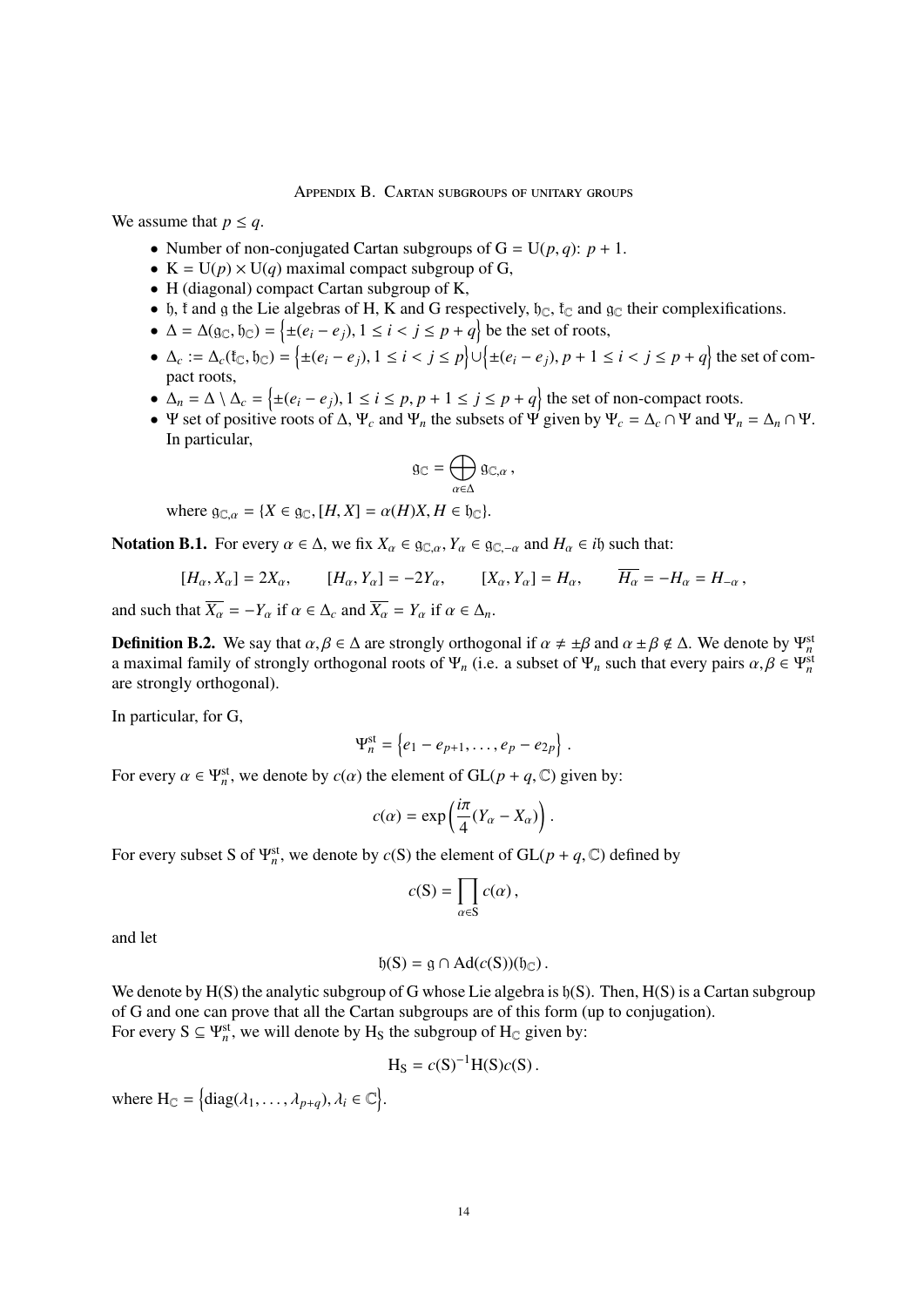## Appendix B. Cartan subgroups of unitary groups

We assume that $p \leq q$.

- Number of non-conjugated Cartan subgroups of $\mathrm{G} = \mathrm{U}(p,q)$: $p+1$.
- $\mathrm{K} = \mathrm{U}(p) \times \mathrm{U}(q)$ maximal compact subgroup of G,
- H (diagonal) compact Cartan subgroup of K,
- $\mathfrak{h}$, $\mathfrak{k}$ and $\mathfrak{g}$ the Lie algebras of H, K and G respectively, $\mathfrak{h}_{\mathbb{C}}$, $\mathfrak{k}_{\mathbb{C}}$ and $\mathfrak{g}_{\mathbb{C}}$ their complexifications.
- $\Delta = \Delta(\mathfrak{g}_{\mathbb{C}}, \mathfrak{h}_{\mathbb{C}}) = \left\{\pm(e_i - e_j), 1 \leq i < j \leq p+q\right\}$ be the set of roots,
- $\Delta_c := \Delta_c(\mathfrak{k}_{\mathbb{C}}, \mathfrak{h}_{\mathbb{C}}) = \left\{\pm(e_i - e_j), 1 \leq i < j \leq p\right\} \cup \left\{\pm(e_i - e_j), p+1 \leq i < j \leq p+q\right\}$ the set of compact roots,
- $\Delta_n = \Delta \setminus \Delta_c = \left\{\pm(e_i - e_j), 1 \leq i \leq p, p+1 \leq j \leq p+q\right\}$ the set of non-compact roots.
- $\Psi$ set of positive roots of $\Delta$, $\Psi_c$ and $\Psi_n$ the subsets of $\Psi$ given by $\Psi_c = \Delta_c \cap \Psi$ and $\Psi_n = \Delta_n \cap \Psi$. In particular,
$$\mathfrak{g}_{\mathbb{C}} = \bigoplus_{\alpha \in \Delta} \mathfrak{g}_{\mathbb{C},\alpha}\,,$$
where $\mathfrak{g}_{\mathbb{C},\alpha} = \{X \in \mathfrak{g}_{\mathbb{C}}, [H, X] = \alpha(H)X, H \in \mathfrak{h}_{\mathbb{C}}\}$.

**Notation B.1.** For every $\alpha \in \Delta$, we fix $X_\alpha \in \mathfrak{g}_{\mathbb{C},\alpha}$, $Y_\alpha \in \mathfrak{g}_{\mathbb{C},-\alpha}$ and $H_\alpha \in i\mathfrak{h}$ such that:

$$[H_\alpha, X_\alpha] = 2X_\alpha, \qquad [H_\alpha, Y_\alpha] = -2Y_\alpha, \qquad [X_\alpha, Y_\alpha] = H_\alpha, \qquad \overline{H_\alpha} = -H_\alpha = H_{-\alpha}\,,$$

and such that $\overline{X_\alpha} = -Y_\alpha$ if $\alpha \in \Delta_c$ and $\overline{X_\alpha} = Y_\alpha$ if $\alpha \in \Delta_n$.

**Definition B.2.** We say that $\alpha, \beta \in \Delta$ are strongly orthogonal if $\alpha \neq \pm\beta$ and $\alpha \pm \beta \notin \Delta$. We denote by $\Psi_n^{\mathrm{st}}$ a maximal family of strongly orthogonal roots of $\Psi_n$ (i.e. a subset of $\Psi_n$ such that every pairs $\alpha, \beta \in \Psi_n^{\mathrm{st}}$ are strongly orthogonal).

In particular, for G,

$$\Psi_n^{\mathrm{st}} = \left\{e_1 - e_{p+1}, \ldots, e_p - e_{2p}\right\}.$$

For every $\alpha \in \Psi_n^{\mathrm{st}}$, we denote by $c(\alpha)$ the element of $\mathrm{GL}(p+q, \mathbb{C})$ given by:

$$c(\alpha) = \exp\left(\frac{i\pi}{4}(Y_\alpha - X_\alpha)\right).$$

For every subset S of $\Psi_n^{\mathrm{st}}$, we denote by $c(\mathrm{S})$ the element of $\mathrm{GL}(p+q, \mathbb{C})$ defined by

$$c(\mathrm{S}) = \prod_{\alpha \in \mathrm{S}} c(\alpha)\,,$$

and let

$$\mathfrak{h}(\mathrm{S}) = \mathfrak{g} \cap \mathrm{Ad}(c(\mathrm{S}))(\mathfrak{h}_{\mathbb{C}})\,.$$

We denote by $\mathrm{H}(\mathrm{S})$ the analytic subgroup of G whose Lie algebra is $\mathfrak{h}(\mathrm{S})$. Then, $\mathrm{H}(\mathrm{S})$ is a Cartan subgroup of G and one can prove that all the Cartan subgroups are of this form (up to conjugation).
For every $\mathrm{S} \subseteq \Psi_n^{\mathrm{st}}$, we will denote by $\mathrm{H}_{\mathrm{S}}$ the subgroup of $\mathrm{H}_{\mathbb{C}}$ given by:

$$\mathrm{H}_{\mathrm{S}} = c(\mathrm{S})^{-1}\mathrm{H}(\mathrm{S})c(\mathrm{S})\,.$$

where $\mathrm{H}_{\mathbb{C}} = \left\{\mathrm{diag}(\lambda_1, \ldots, \lambda_{p+q}), \lambda_i \in \mathbb{C}\right\}$.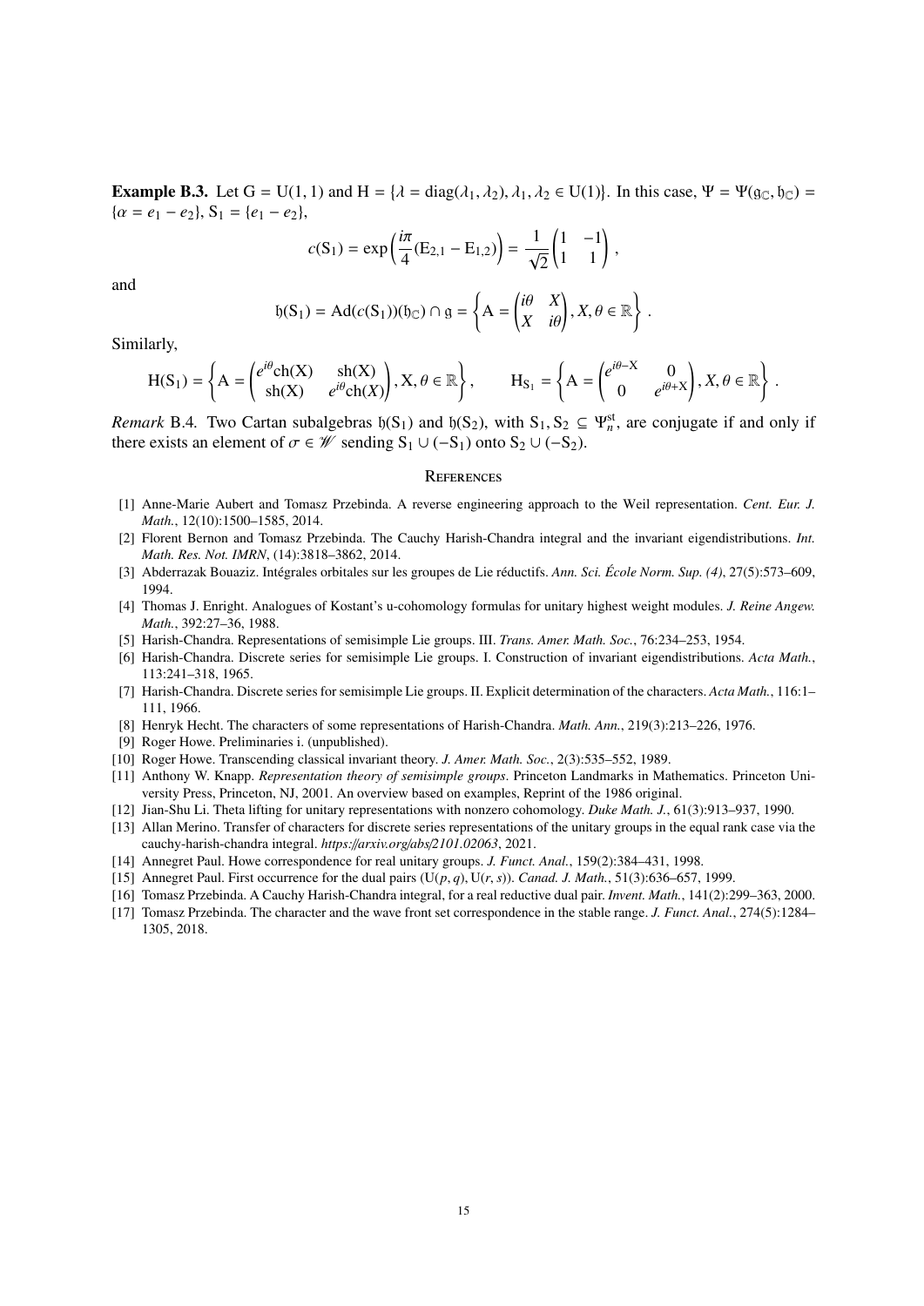**Example B.3.** Let $\mathrm{G} = \mathrm{U}(1, 1)$ and $\mathrm{H} = \{\lambda = \mathrm{diag}(\lambda_1, \lambda_2), \lambda_1, \lambda_2 \in \mathrm{U}(1)\}$. In this case, $\Psi = \Psi(\mathfrak{g}_{\mathbb{C}}, \mathfrak{h}_{\mathbb{C}}) = \{\alpha = e_1 - e_2\}$, $\mathrm{S}_1 = \{e_1 - e_2\}$,

$$c(\mathrm{S}_1) = \exp\left(\frac{i\pi}{4}(\mathrm{E}_{2,1} - \mathrm{E}_{1,2})\right) = \frac{1}{\sqrt{2}}\begin{pmatrix} 1 & -1 \\ 1 & 1 \end{pmatrix},$$

and

$$\mathfrak{h}(\mathrm{S}_1) = \mathrm{Ad}(c(\mathrm{S}_1))(\mathfrak{h}_{\mathbb{C}}) \cap \mathfrak{g} = \left\{\mathrm{A} = \begin{pmatrix} i\theta & X \\ X & i\theta \end{pmatrix}, X, \theta \in \mathbb{R}\right\}.$$

Similarly,

$$\mathrm{H}(\mathrm{S}_1) = \left\{\mathrm{A} = \begin{pmatrix} e^{i\theta}\mathrm{ch}(\mathrm{X}) & \mathrm{sh}(\mathrm{X}) \\ \mathrm{sh}(\mathrm{X}) & e^{i\theta}\mathrm{ch}(X) \end{pmatrix}, \mathrm{X}, \theta \in \mathbb{R}\right\}, \qquad \mathrm{H}_{\mathrm{S}_1} = \left\{\mathrm{A} = \begin{pmatrix} e^{i\theta - \mathrm{X}} & 0 \\ 0 & e^{i\theta + \mathrm{X}} \end{pmatrix}, X, \theta \in \mathbb{R}\right\}.$$

*Remark* B.4. Two Cartan subalgebras $\mathfrak{h}(\mathrm{S}_1)$ and $\mathfrak{h}(\mathrm{S}_2)$, with $\mathrm{S}_1, \mathrm{S}_2 \subseteq \Psi^{\mathrm{st}}_n$, are conjugate if and only if there exists an element of $\sigma \in \mathscr{W}$ sending $\mathrm{S}_1 \cup (-\mathrm{S}_1)$ onto $\mathrm{S}_2 \cup (-\mathrm{S}_2)$.

## References

[1] Anne-Marie Aubert and Tomasz Przebinda. A reverse engineering approach to the Weil representation. *Cent. Eur. J. Math.*, 12(10):1500–1585, 2014.

[2] Florent Bernon and Tomasz Przebinda. The Cauchy Harish-Chandra integral and the invariant eigendistributions. *Int. Math. Res. Not. IMRN*, (14):3818–3862, 2014.

[3] Abderrazak Bouaziz. Intégrales orbitales sur les groupes de Lie réductifs. *Ann. Sci. École Norm. Sup. (4)*, 27(5):573–609, 1994.

[4] Thomas J. Enright. Analogues of Kostant's u-cohomology formulas for unitary highest weight modules. *J. Reine Angew. Math.*, 392:27–36, 1988.

[5] Harish-Chandra. Representations of semisimple Lie groups. III. *Trans. Amer. Math. Soc.*, 76:234–253, 1954.

[6] Harish-Chandra. Discrete series for semisimple Lie groups. I. Construction of invariant eigendistributions. *Acta Math.*, 113:241–318, 1965.

[7] Harish-Chandra. Discrete series for semisimple Lie groups. II. Explicit determination of the characters. *Acta Math.*, 116:1–111, 1966.

[8] Henryk Hecht. The characters of some representations of Harish-Chandra. *Math. Ann.*, 219(3):213–226, 1976.

[9] Roger Howe. Preliminaries i. (unpublished).

[10] Roger Howe. Transcending classical invariant theory. *J. Amer. Math. Soc.*, 2(3):535–552, 1989.

[11] Anthony W. Knapp. *Representation theory of semisimple groups*. Princeton Landmarks in Mathematics. Princeton University Press, Princeton, NJ, 2001. An overview based on examples, Reprint of the 1986 original.

[12] Jian-Shu Li. Theta lifting for unitary representations with nonzero cohomology. *Duke Math. J.*, 61(3):913–937, 1990.

[13] Allan Merino. Transfer of characters for discrete series representations of the unitary groups in the equal rank case via the cauchy-harish-chandra integral. *https://arxiv.org/abs/2101.02063*, 2021.

[14] Annegret Paul. Howe correspondence for real unitary groups. *J. Funct. Anal.*, 159(2):384–431, 1998.

[15] Annegret Paul. First occurrence for the dual pairs $(\mathrm{U}(p, q), \mathrm{U}(r, s))$. *Canad. J. Math.*, 51(3):636–657, 1999.

[16] Tomasz Przebinda. A Cauchy Harish-Chandra integral, for a real reductive dual pair. *Invent. Math.*, 141(2):299–363, 2000.

[17] Tomasz Przebinda. The character and the wave front set correspondence in the stable range. *J. Funct. Anal.*, 274(5):1284–1305, 2018.